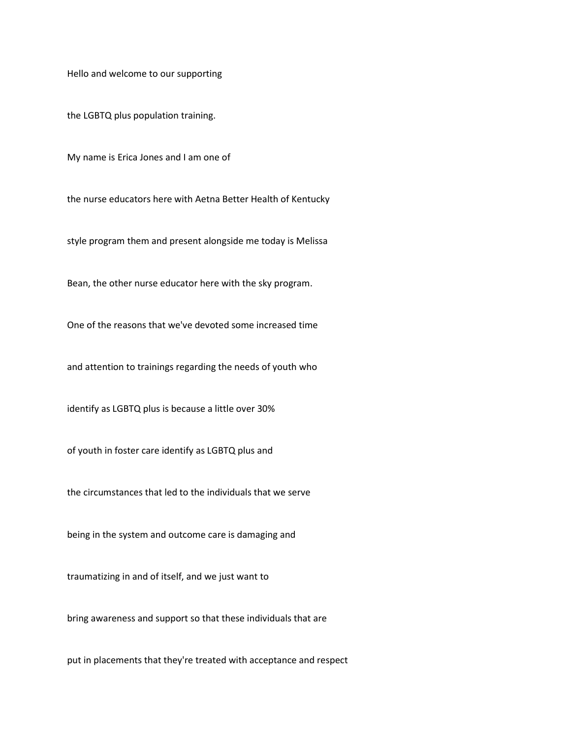Hello and welcome to our supporting

the LGBTQ plus population training.

My name is Erica Jones and I am one of

the nurse educators here with Aetna Better Health of Kentucky

style program them and present alongside me today is Melissa

Bean, the other nurse educator here with the sky program.

One of the reasons that we've devoted some increased time

and attention to trainings regarding the needs of youth who

identify as LGBTQ plus is because a little over 30%

of youth in foster care identify as LGBTQ plus and

the circumstances that led to the individuals that we serve

being in the system and outcome care is damaging and

traumatizing in and of itself, and we just want to

bring awareness and support so that these individuals that are

put in placements that they're treated with acceptance and respect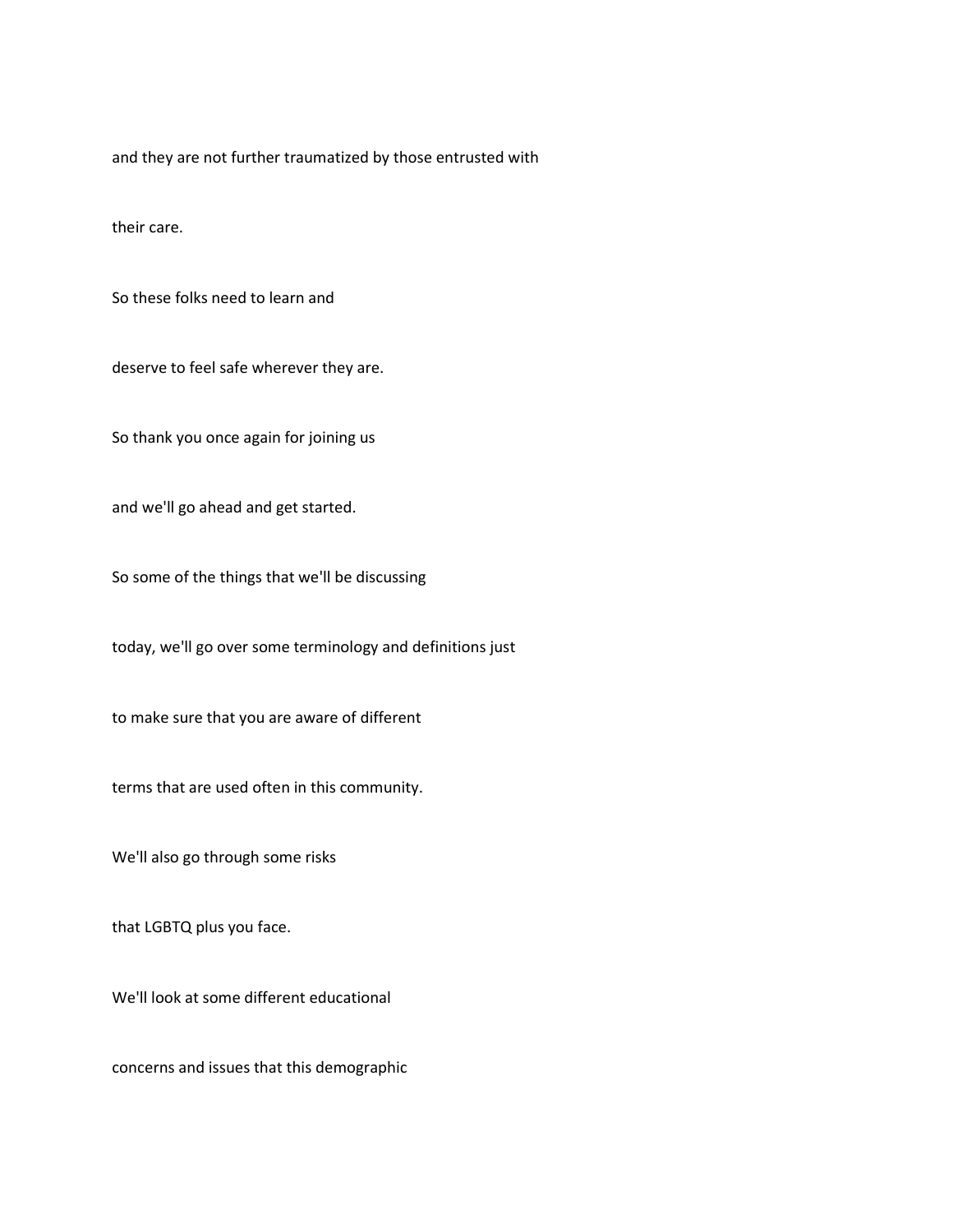and they are not further traumatized by those entrusted with

their care.

So these folks need to learn and

deserve to feel safe wherever they are.

So thank you once again for joining us

and we'll go ahead and get started.

So some of the things that we'll be discussing

today, we'll go over some terminology and definitions just

to make sure that you are aware of different

terms that are used often in this community.

We'll also go through some risks

that LGBTQ plus you face.

We'll look at some different educational

concerns and issues that this demographic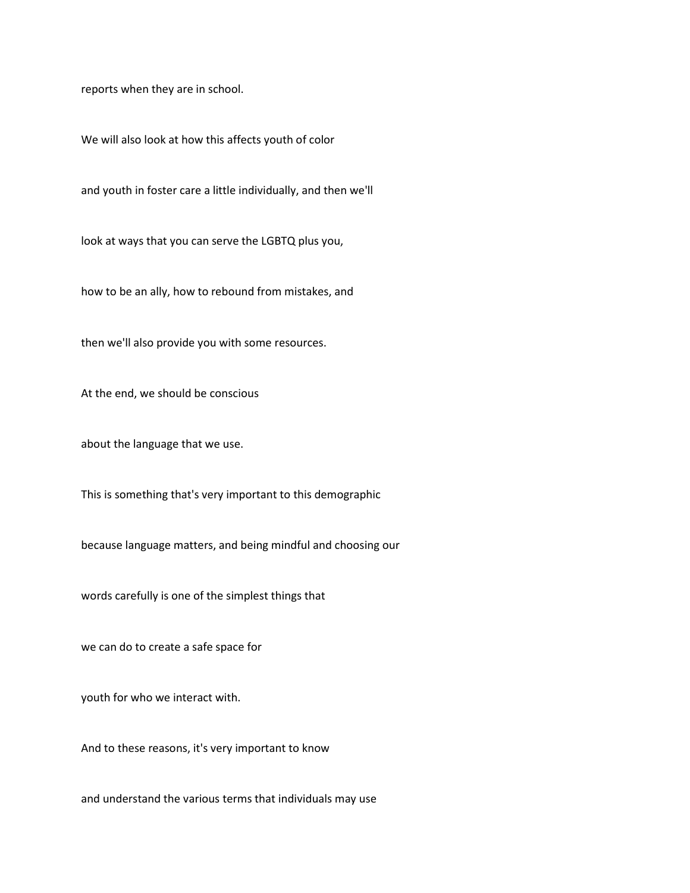reports when they are in school.

We will also look at how this affects youth of color

and youth in foster care a little individually, and then we'll

look at ways that you can serve the LGBTQ plus you,

how to be an ally, how to rebound from mistakes, and

then we'll also provide you with some resources.

At the end, we should be conscious

about the language that we use.

This is something that's very important to this demographic

because language matters, and being mindful and choosing our

words carefully is one of the simplest things that

we can do to create a safe space for

youth for who we interact with.

And to these reasons, it's very important to know

and understand the various terms that individuals may use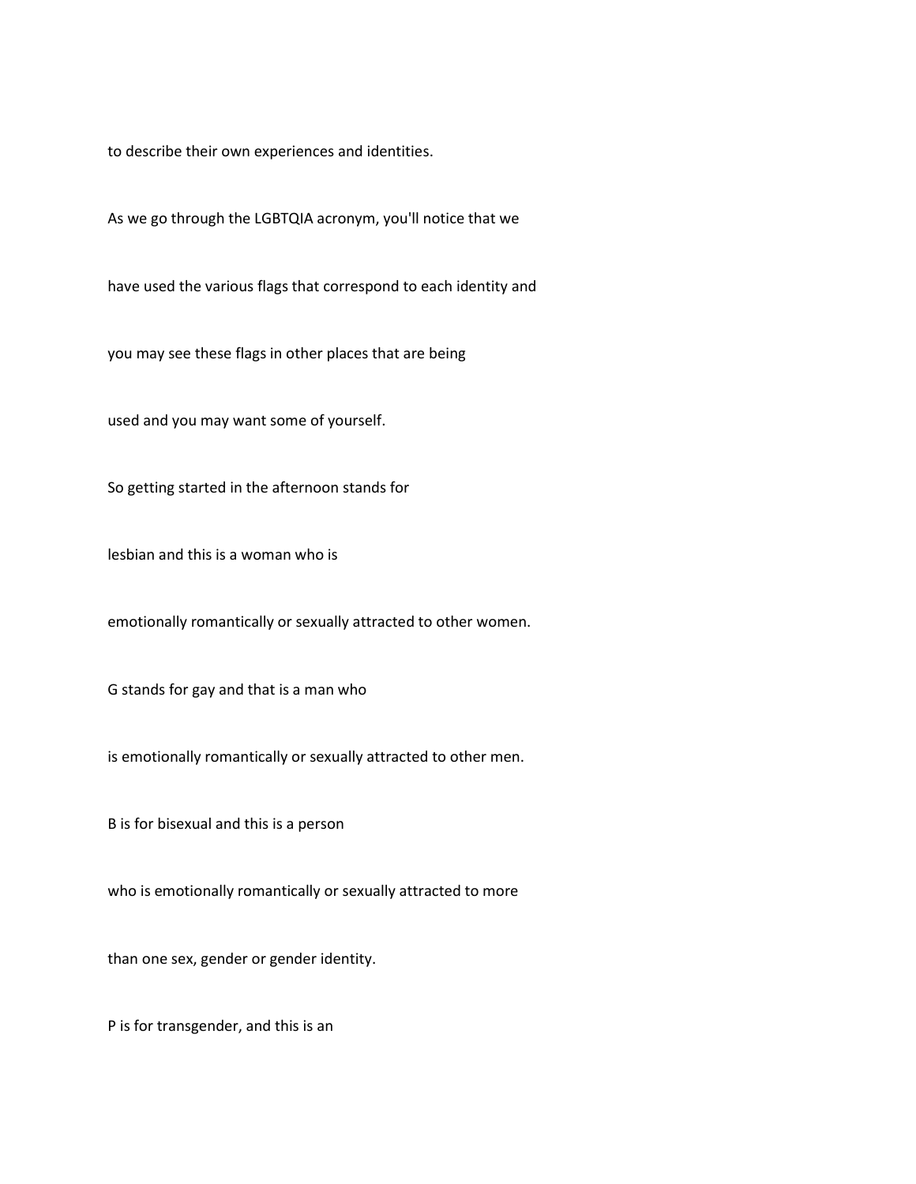to describe their own experiences and identities.

As we go through the LGBTQIA acronym, you'll notice that we

have used the various flags that correspond to each identity and

you may see these flags in other places that are being

used and you may want some of yourself.

So getting started in the afternoon stands for

lesbian and this is a woman who is

emotionally romantically or sexually attracted to other women.

G stands for gay and that is a man who

is emotionally romantically or sexually attracted to other men.

B is for bisexual and this is a person

who is emotionally romantically or sexually attracted to more

than one sex, gender or gender identity.

P is for transgender, and this is an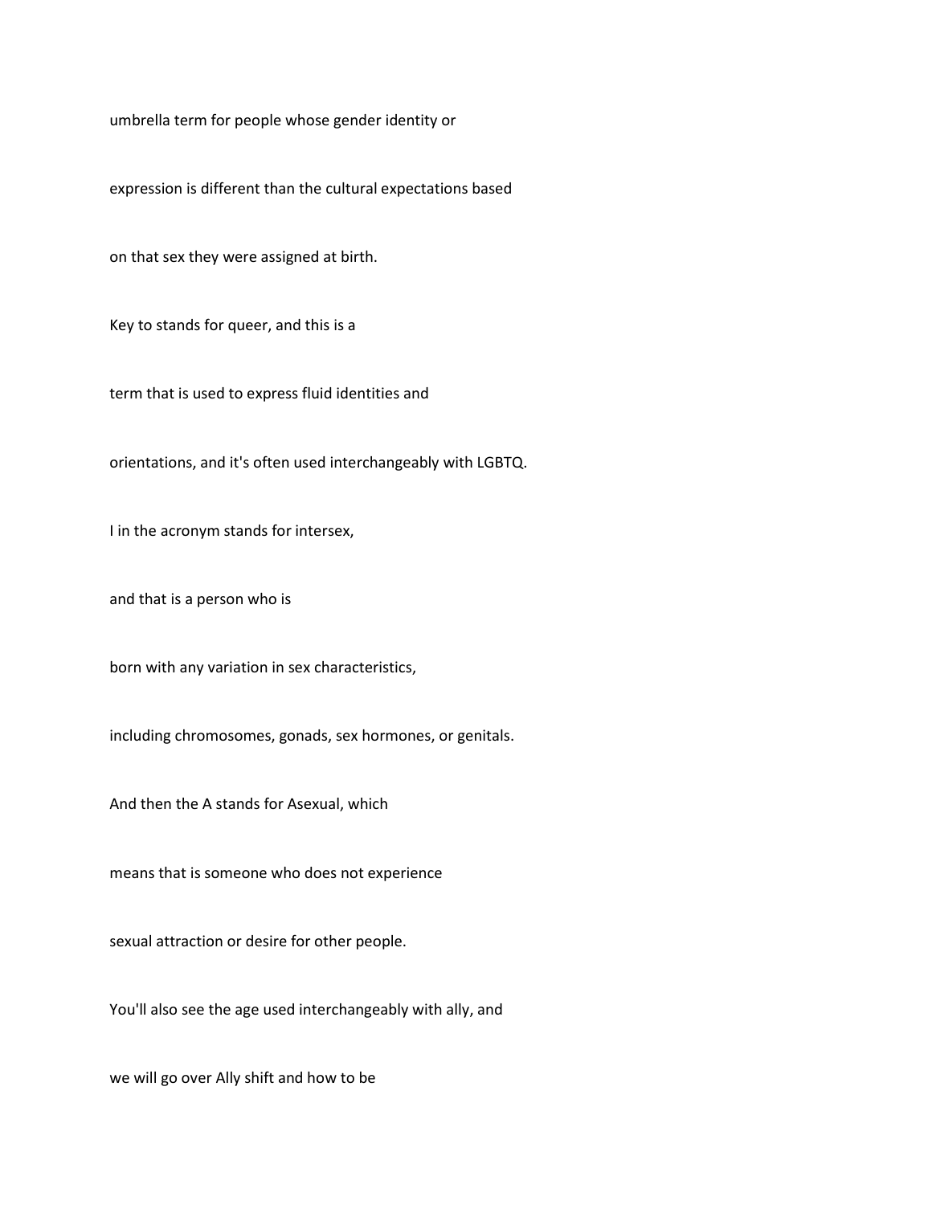umbrella term for people whose gender identity or

expression is different than the cultural expectations based

on that sex they were assigned at birth.

Key to stands for queer, and this is a

term that is used to express fluid identities and

orientations, and it's often used interchangeably with LGBTQ.

I in the acronym stands for intersex,

and that is a person who is

born with any variation in sex characteristics,

including chromosomes, gonads, sex hormones, or genitals.

And then the A stands for Asexual, which

means that is someone who does not experience

sexual attraction or desire for other people.

You'll also see the age used interchangeably with ally, and

we will go over Ally shift and how to be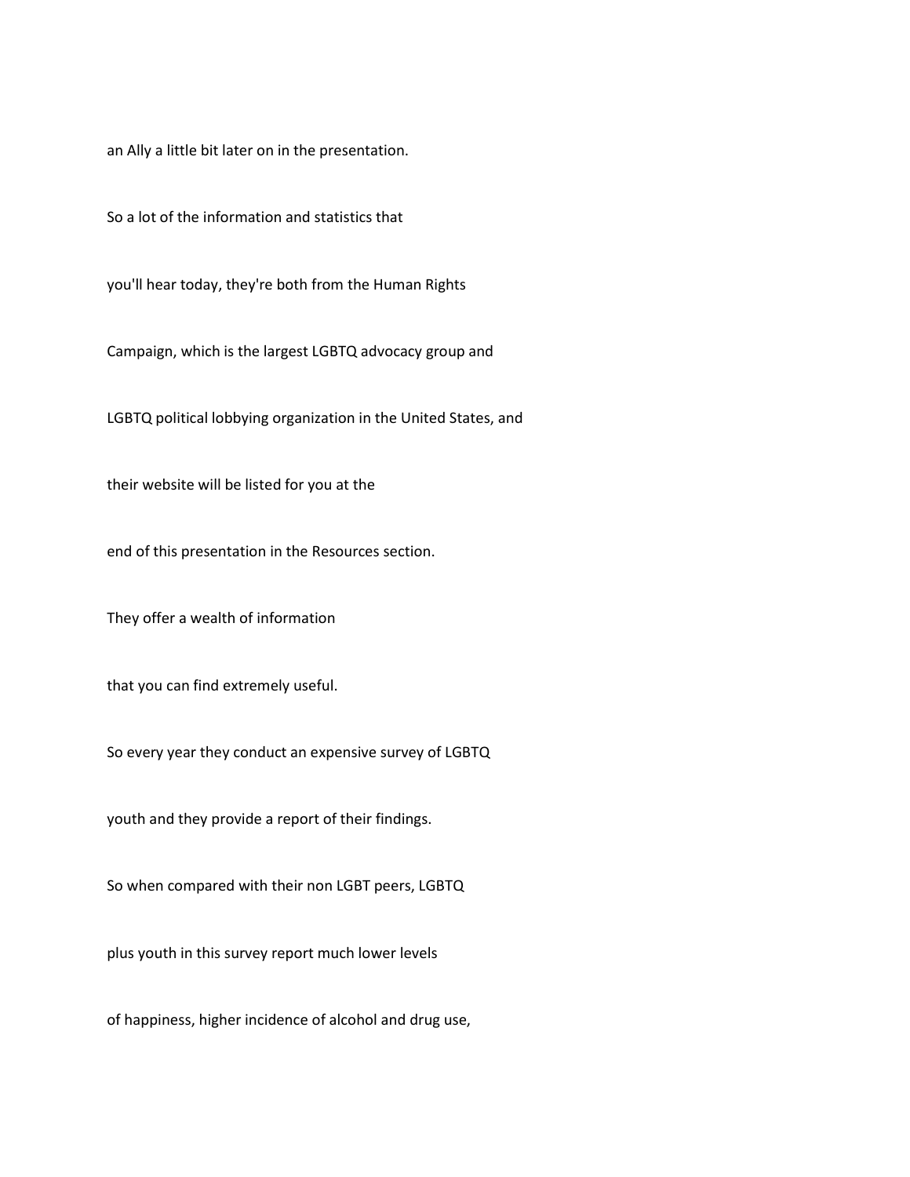an Ally a little bit later on in the presentation.

So a lot of the information and statistics that

you'll hear today, they're both from the Human Rights

Campaign, which is the largest LGBTQ advocacy group and

LGBTQ political lobbying organization in the United States, and

their website will be listed for you at the

end of this presentation in the Resources section.

They offer a wealth of information

that you can find extremely useful.

So every year they conduct an expensive survey of LGBTQ

youth and they provide a report of their findings.

So when compared with their non LGBT peers, LGBTQ

plus youth in this survey report much lower levels

of happiness, higher incidence of alcohol and drug use,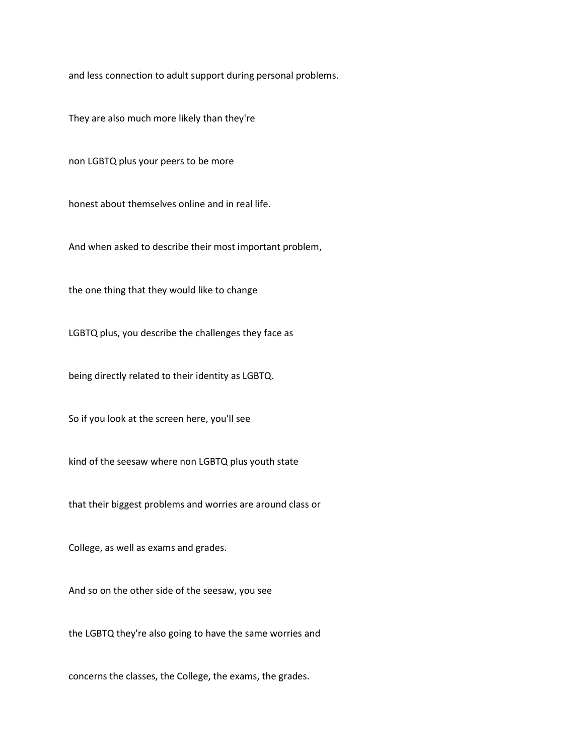and less connection to adult support during personal problems.

They are also much more likely than they're

non LGBTQ plus your peers to be more

honest about themselves online and in real life.

And when asked to describe their most important problem,

the one thing that they would like to change

LGBTQ plus, you describe the challenges they face as

being directly related to their identity as LGBTQ.

So if you look at the screen here, you'll see

kind of the seesaw where non LGBTQ plus youth state

that their biggest problems and worries are around class or

College, as well as exams and grades.

And so on the other side of the seesaw, you see

the LGBTQ they're also going to have the same worries and

concerns the classes, the College, the exams, the grades.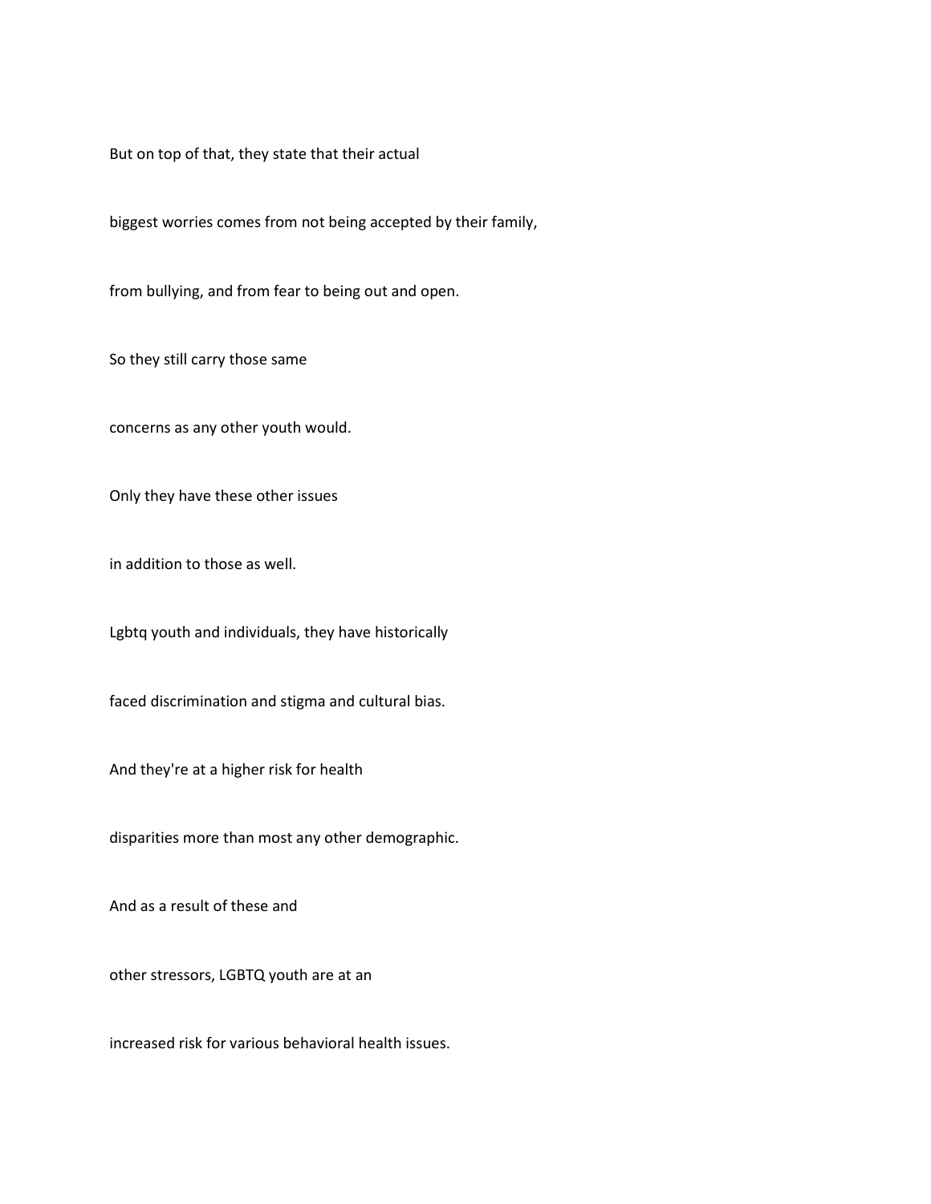But on top of that, they state that their actual

biggest worries comes from not being accepted by their family,

from bullying, and from fear to being out and open.

So they still carry those same

concerns as any other youth would.

Only they have these other issues

in addition to those as well.

Lgbtq youth and individuals, they have historically

faced discrimination and stigma and cultural bias.

And they're at a higher risk for health

disparities more than most any other demographic.

And as a result of these and

other stressors, LGBTQ youth are at an

increased risk for various behavioral health issues.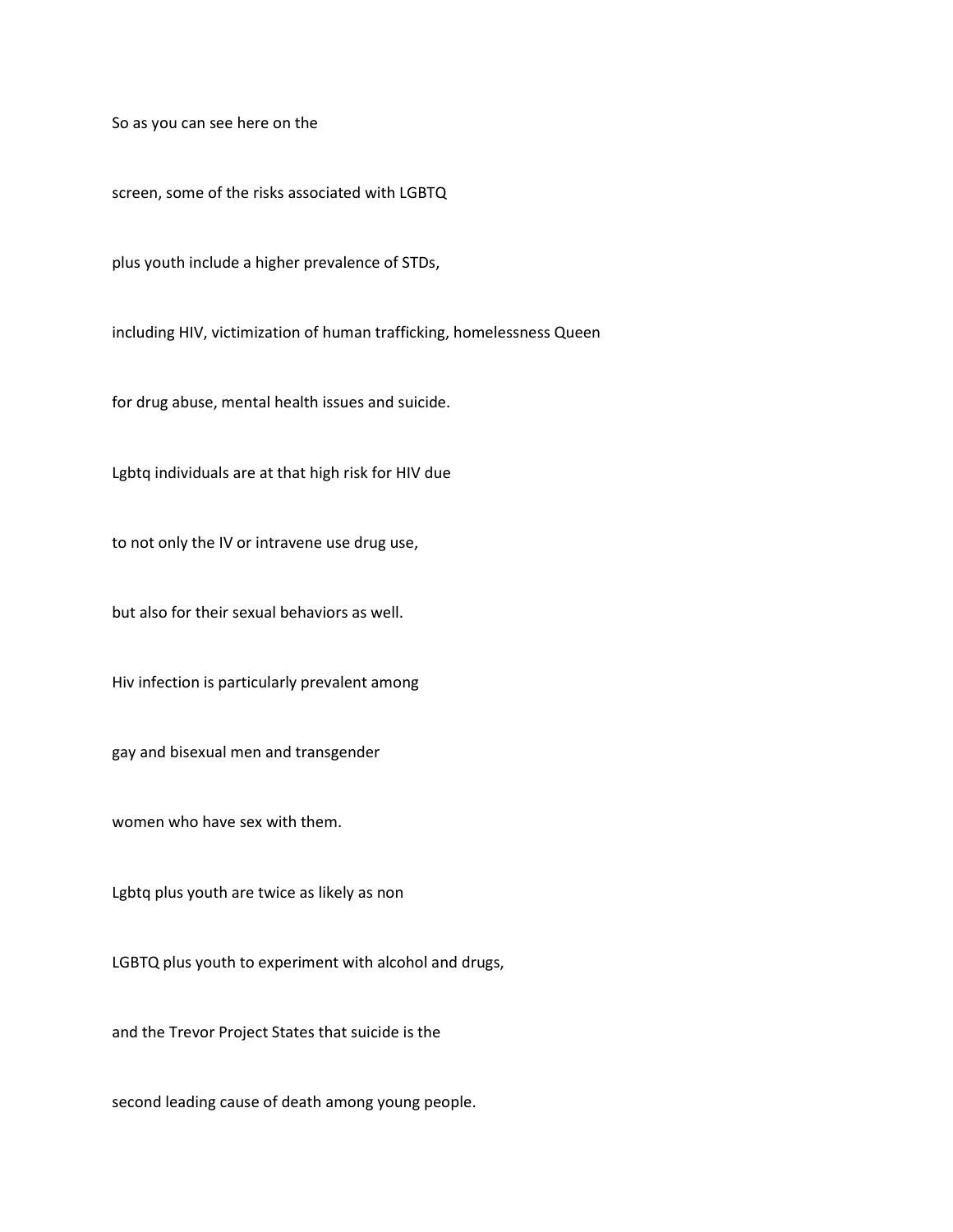So as you can see here on the

screen, some of the risks associated with LGBTQ

plus youth include a higher prevalence of STDs,

including HIV, victimization of human trafficking, homelessness Queen

for drug abuse, mental health issues and suicide.

Lgbtq individuals are at that high risk for HIV due

to not only the IV or intravene use drug use,

but also for their sexual behaviors as well.

Hiv infection is particularly prevalent among

gay and bisexual men and transgender

women who have sex with them.

Lgbtq plus youth are twice as likely as non

LGBTQ plus youth to experiment with alcohol and drugs,

and the Trevor Project States that suicide is the

second leading cause of death among young people.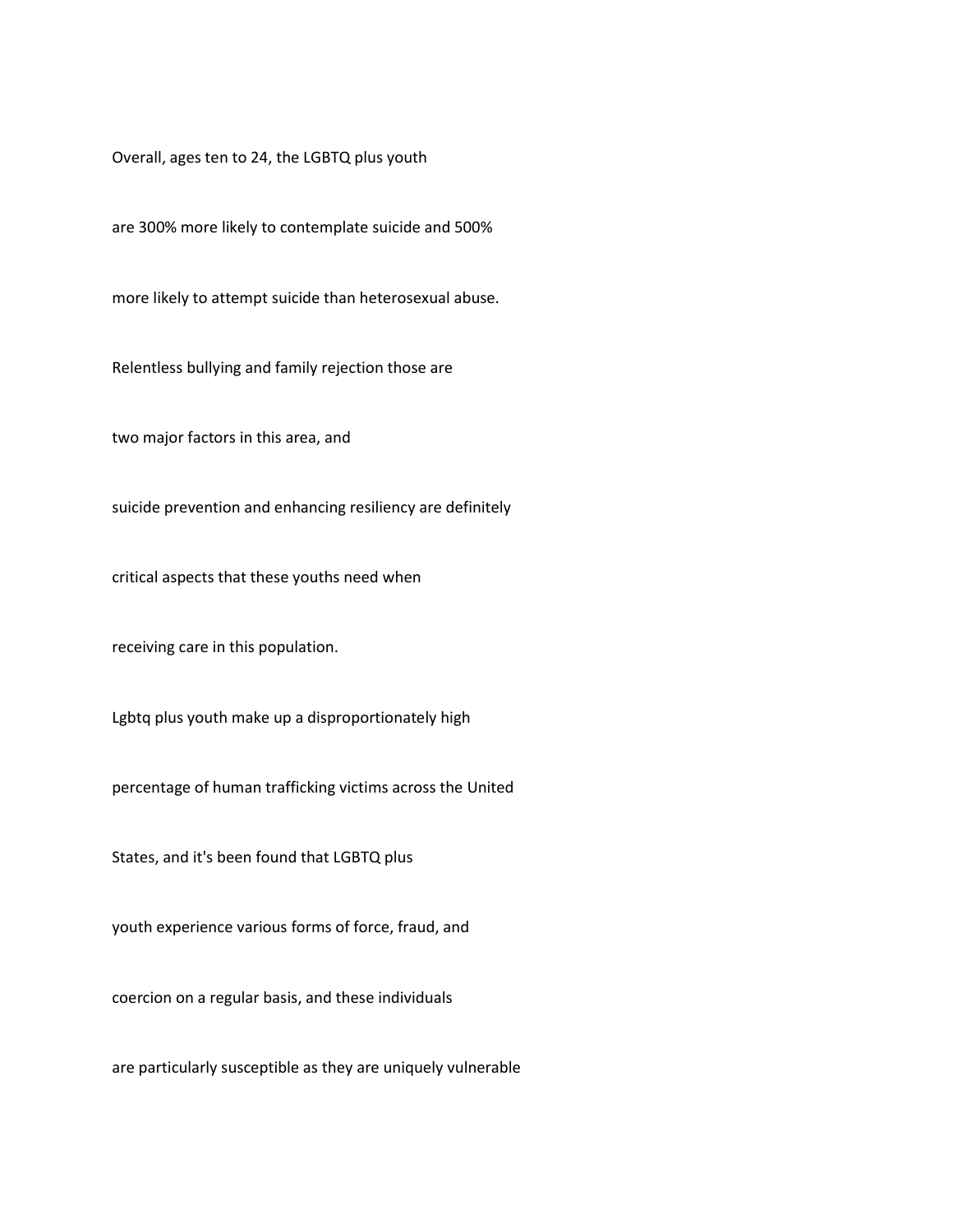Overall, ages ten to 24, the LGBTQ plus youth

are 300% more likely to contemplate suicide and 500%

more likely to attempt suicide than heterosexual abuse.

Relentless bullying and family rejection those are

two major factors in this area, and

suicide prevention and enhancing resiliency are definitely

critical aspects that these youths need when

receiving care in this population.

Lgbtq plus youth make up a disproportionately high

percentage of human trafficking victims across the United

States, and it's been found that LGBTQ plus

youth experience various forms of force, fraud, and

coercion on a regular basis, and these individuals

are particularly susceptible as they are uniquely vulnerable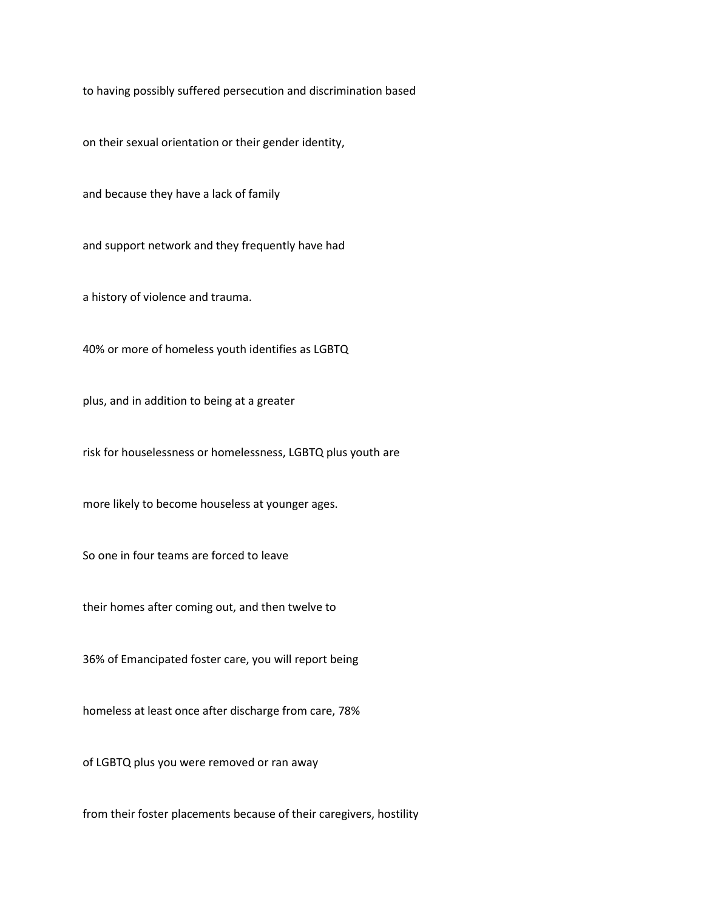to having possibly suffered persecution and discrimination based

on their sexual orientation or their gender identity,

and because they have a lack of family

and support network and they frequently have had

a history of violence and trauma.

40% or more of homeless youth identifies as LGBTQ

plus, and in addition to being at a greater

risk for houselessness or homelessness, LGBTQ plus youth are

more likely to become houseless at younger ages.

So one in four teams are forced to leave

their homes after coming out, and then twelve to

36% of Emancipated foster care, you will report being

homeless at least once after discharge from care, 78%

of LGBTQ plus you were removed or ran away

from their foster placements because of their caregivers, hostility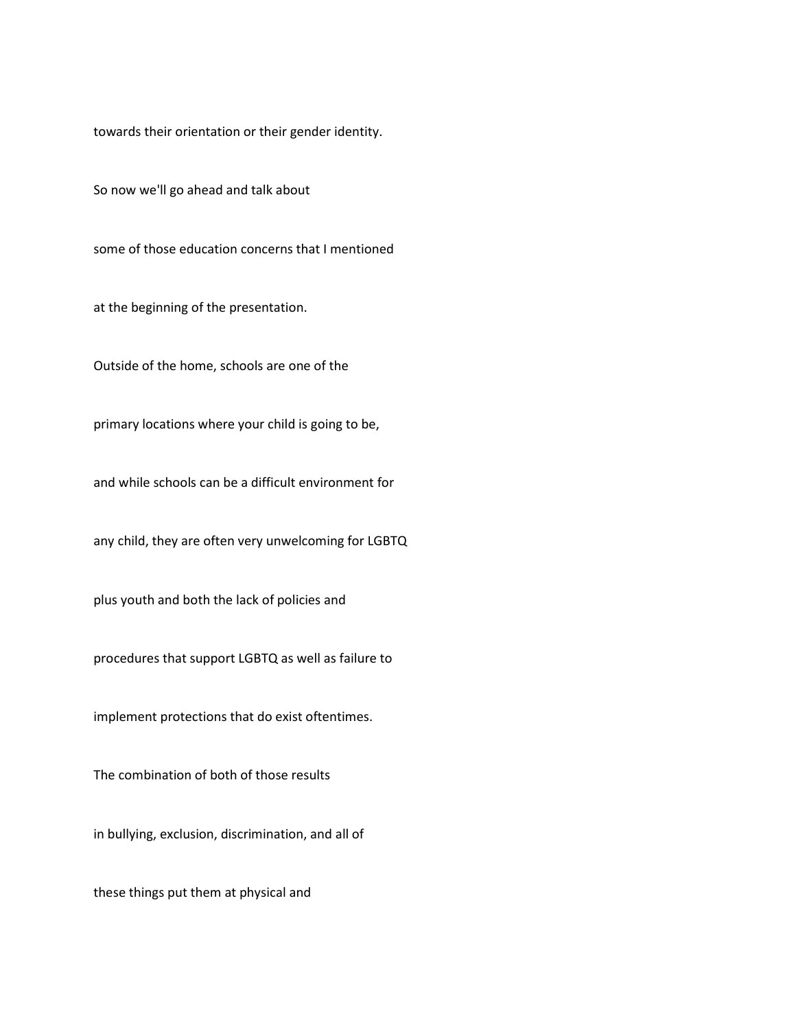towards their orientation or their gender identity.

So now we'll go ahead and talk about

some of those education concerns that I mentioned

at the beginning of the presentation.

Outside of the home, schools are one of the

primary locations where your child is going to be,

and while schools can be a difficult environment for

any child, they are often very unwelcoming for LGBTQ

plus youth and both the lack of policies and

procedures that support LGBTQ as well as failure to

implement protections that do exist oftentimes.

The combination of both of those results

in bullying, exclusion, discrimination, and all of

these things put them at physical and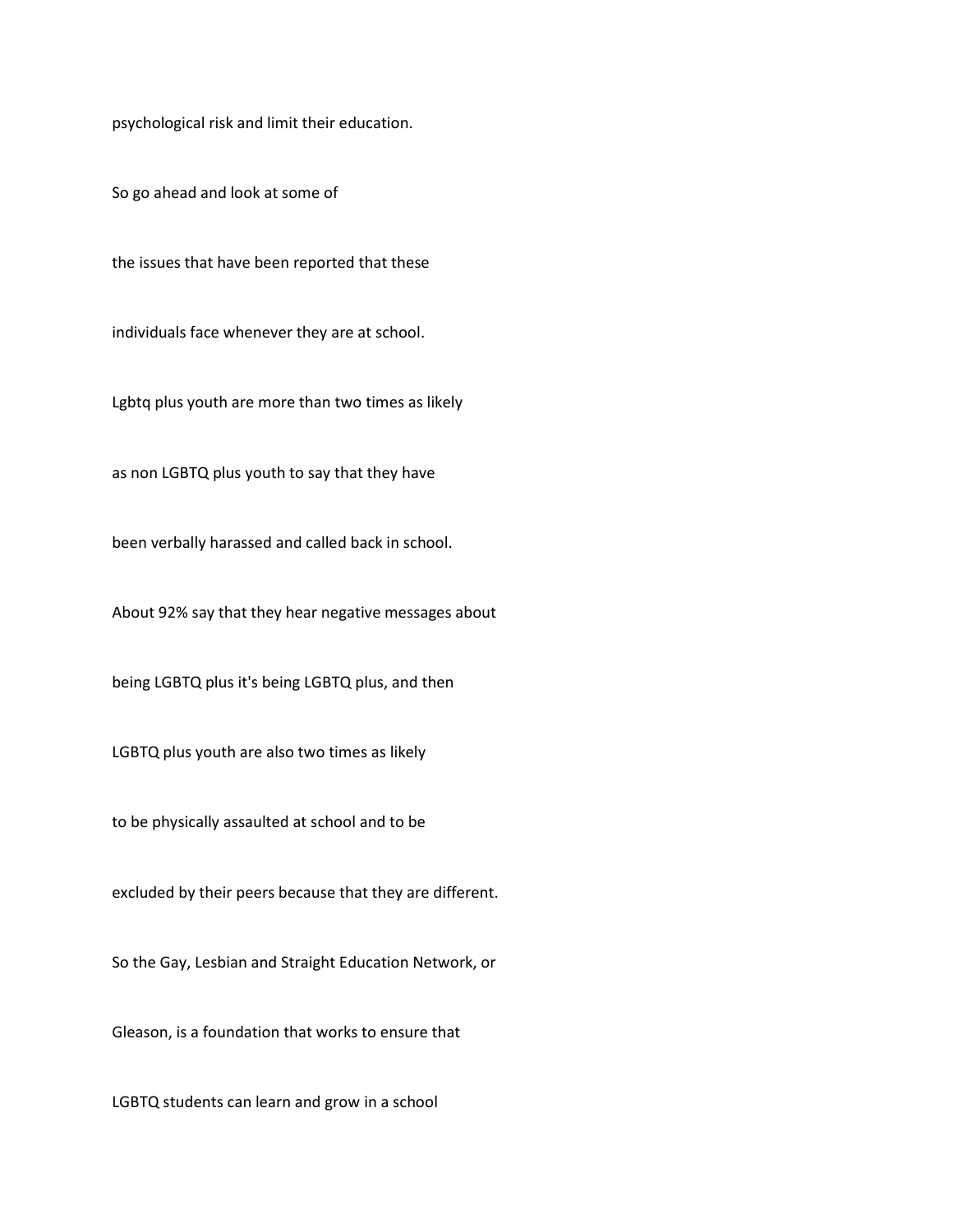psychological risk and limit their education.

So go ahead and look at some of

the issues that have been reported that these

individuals face whenever they are at school.

Lgbtq plus youth are more than two times as likely

as non LGBTQ plus youth to say that they have

been verbally harassed and called back in school.

About 92% say that they hear negative messages about

being LGBTQ plus it's being LGBTQ plus, and then

LGBTQ plus youth are also two times as likely

to be physically assaulted at school and to be

excluded by their peers because that they are different.

So the Gay, Lesbian and Straight Education Network, or

Gleason, is a foundation that works to ensure that

LGBTQ students can learn and grow in a school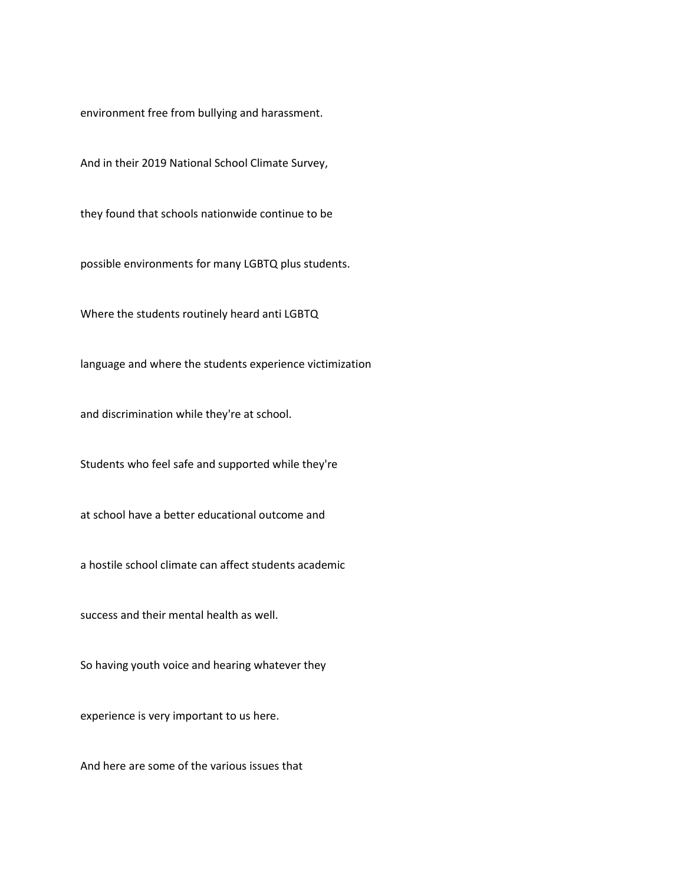environment free from bullying and harassment.

And in their 2019 National School Climate Survey,

they found that schools nationwide continue to be

possible environments for many LGBTQ plus students.

Where the students routinely heard anti LGBTQ

language and where the students experience victimization

and discrimination while they're at school.

Students who feel safe and supported while they're

at school have a better educational outcome and

a hostile school climate can affect students academic

success and their mental health as well.

So having youth voice and hearing whatever they

experience is very important to us here.

And here are some of the various issues that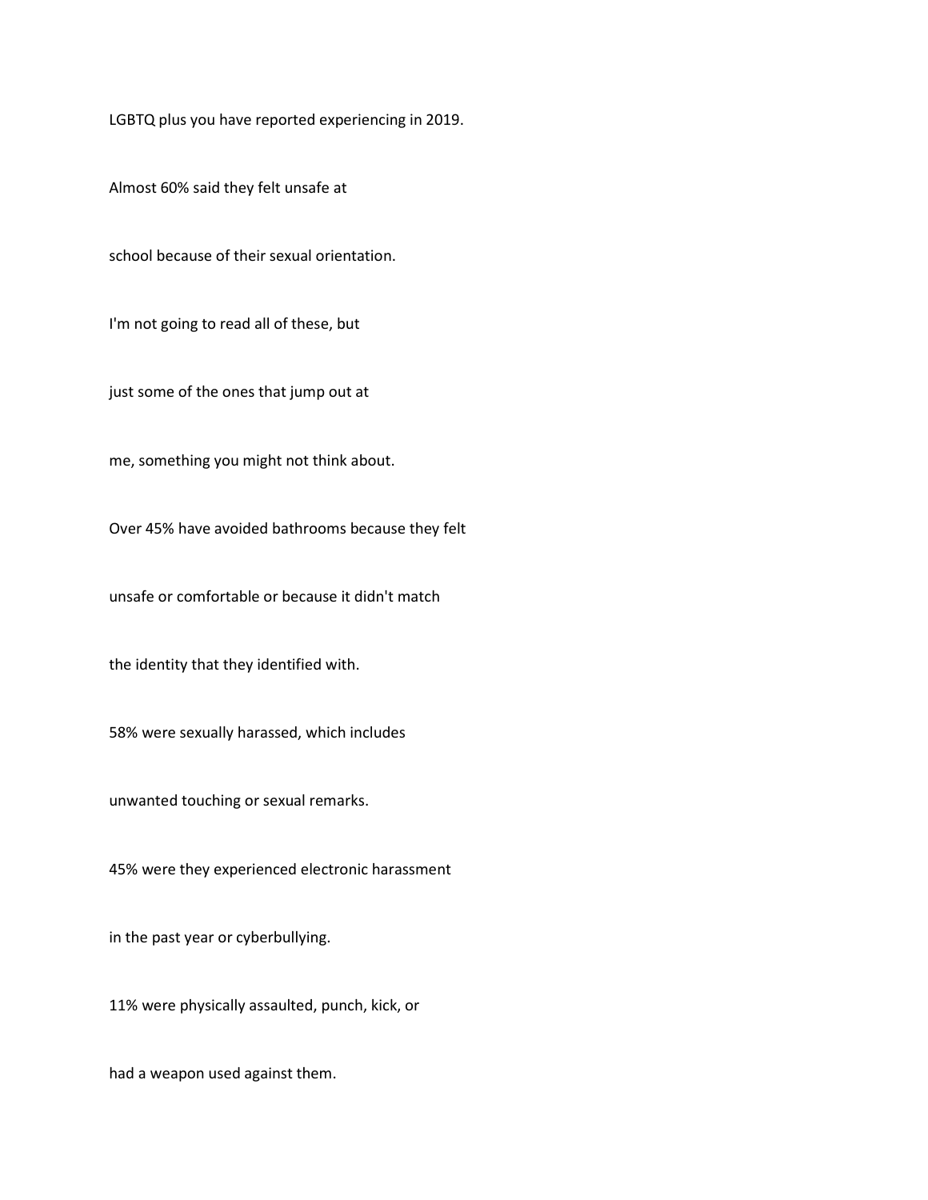LGBTQ plus you have reported experiencing in 2019.

Almost 60% said they felt unsafe at

school because of their sexual orientation.

I'm not going to read all of these, but

just some of the ones that jump out at

me, something you might not think about.

Over 45% have avoided bathrooms because they felt

unsafe or comfortable or because it didn't match

the identity that they identified with.

58% were sexually harassed, which includes

unwanted touching or sexual remarks.

45% were they experienced electronic harassment

in the past year or cyberbullying.

11% were physically assaulted, punch, kick, or

had a weapon used against them.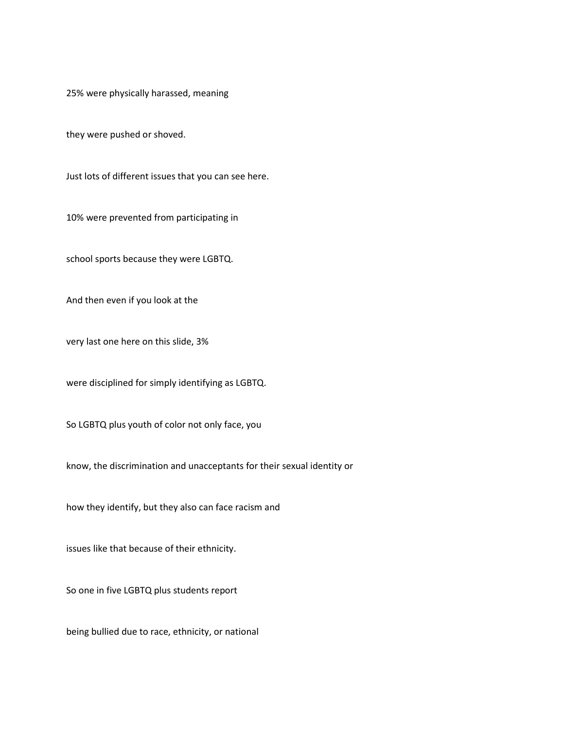25% were physically harassed, meaning

they were pushed or shoved.

Just lots of different issues that you can see here.

10% were prevented from participating in

school sports because they were LGBTQ.

And then even if you look at the

very last one here on this slide, 3%

were disciplined for simply identifying as LGBTQ.

So LGBTQ plus youth of color not only face, you

know, the discrimination and unacceptants for their sexual identity or

how they identify, but they also can face racism and

issues like that because of their ethnicity.

So one in five LGBTQ plus students report

being bullied due to race, ethnicity, or national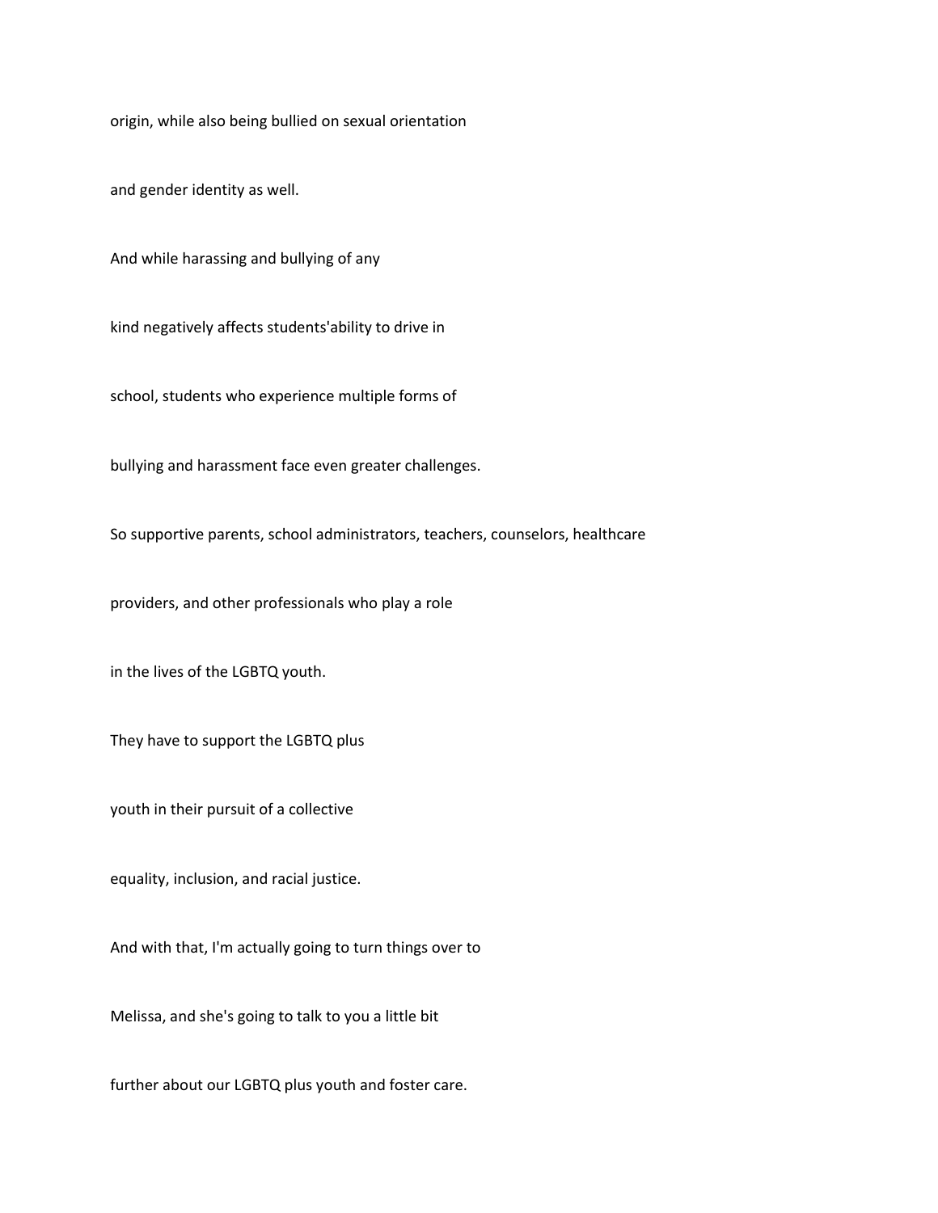origin, while also being bullied on sexual orientation

and gender identity as well.

And while harassing and bullying of any

kind negatively affects students'ability to drive in

school, students who experience multiple forms of

bullying and harassment face even greater challenges.

So supportive parents, school administrators, teachers, counselors, healthcare

providers, and other professionals who play a role

in the lives of the LGBTQ youth.

They have to support the LGBTQ plus

youth in their pursuit of a collective

equality, inclusion, and racial justice.

And with that, I'm actually going to turn things over to

Melissa, and she's going to talk to you a little bit

further about our LGBTQ plus youth and foster care.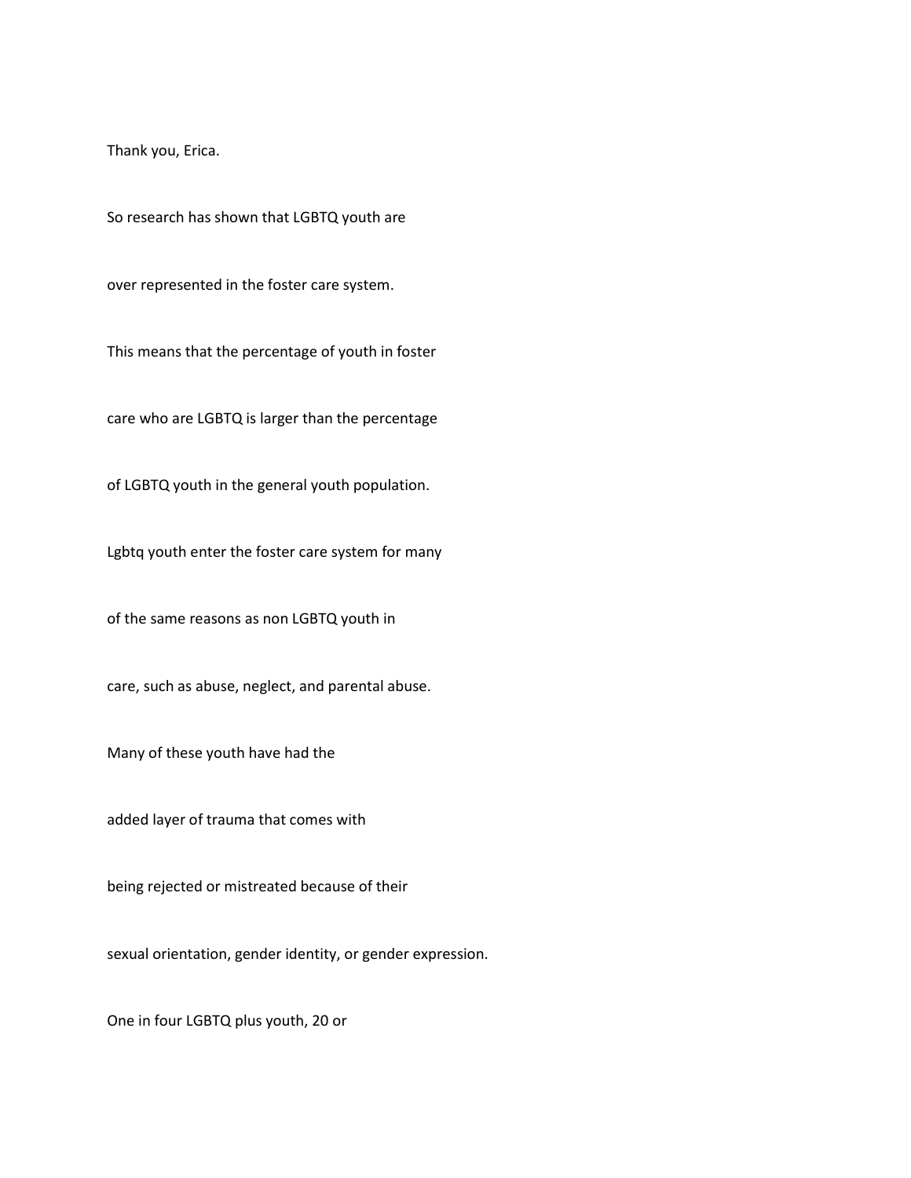Thank you, Erica.

So research has shown that LGBTQ youth are

over represented in the foster care system.

This means that the percentage of youth in foster

care who are LGBTQ is larger than the percentage

of LGBTQ youth in the general youth population.

Lgbtq youth enter the foster care system for many

of the same reasons as non LGBTQ youth in

care, such as abuse, neglect, and parental abuse.

Many of these youth have had the

added layer of trauma that comes with

being rejected or mistreated because of their

sexual orientation, gender identity, or gender expression.

One in four LGBTQ plus youth, 20 or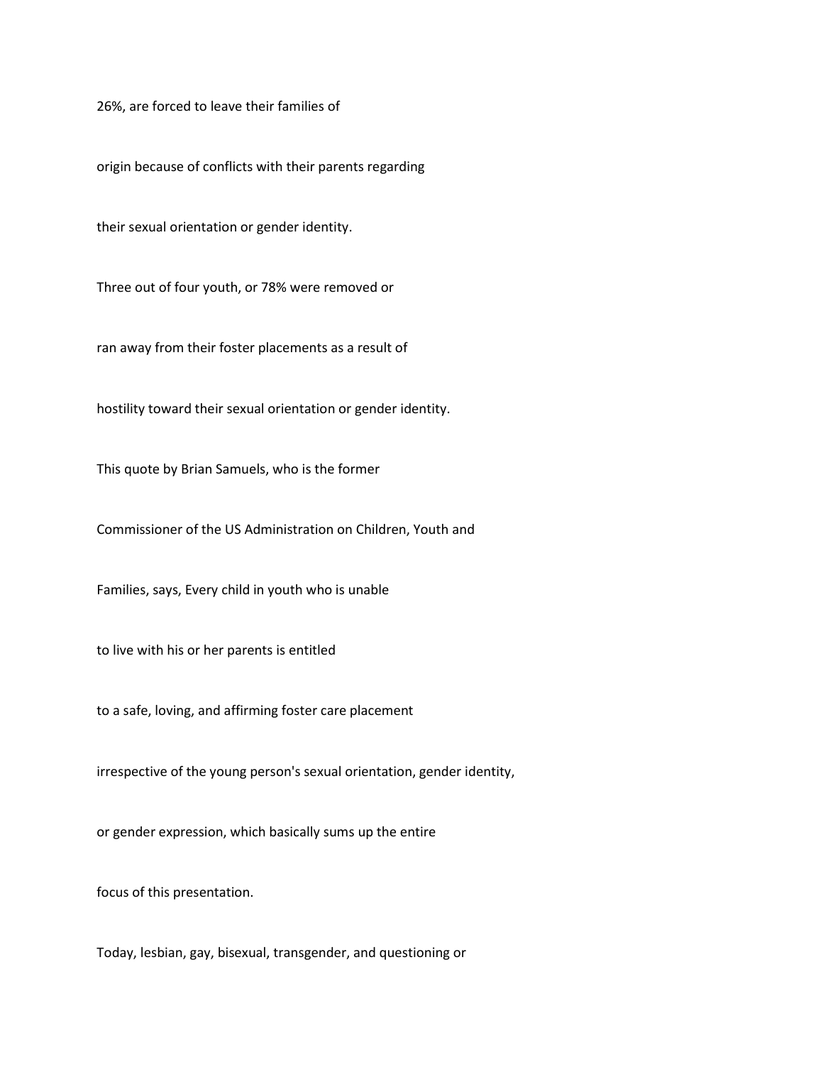26%, are forced to leave their families of

origin because of conflicts with their parents regarding

their sexual orientation or gender identity.

Three out of four youth, or 78% were removed or

ran away from their foster placements as a result of

hostility toward their sexual orientation or gender identity.

This quote by Brian Samuels, who is the former

Commissioner of the US Administration on Children, Youth and

Families, says, Every child in youth who is unable

to live with his or her parents is entitled

to a safe, loving, and affirming foster care placement

irrespective of the young person's sexual orientation, gender identity,

or gender expression, which basically sums up the entire

focus of this presentation.

Today, lesbian, gay, bisexual, transgender, and questioning or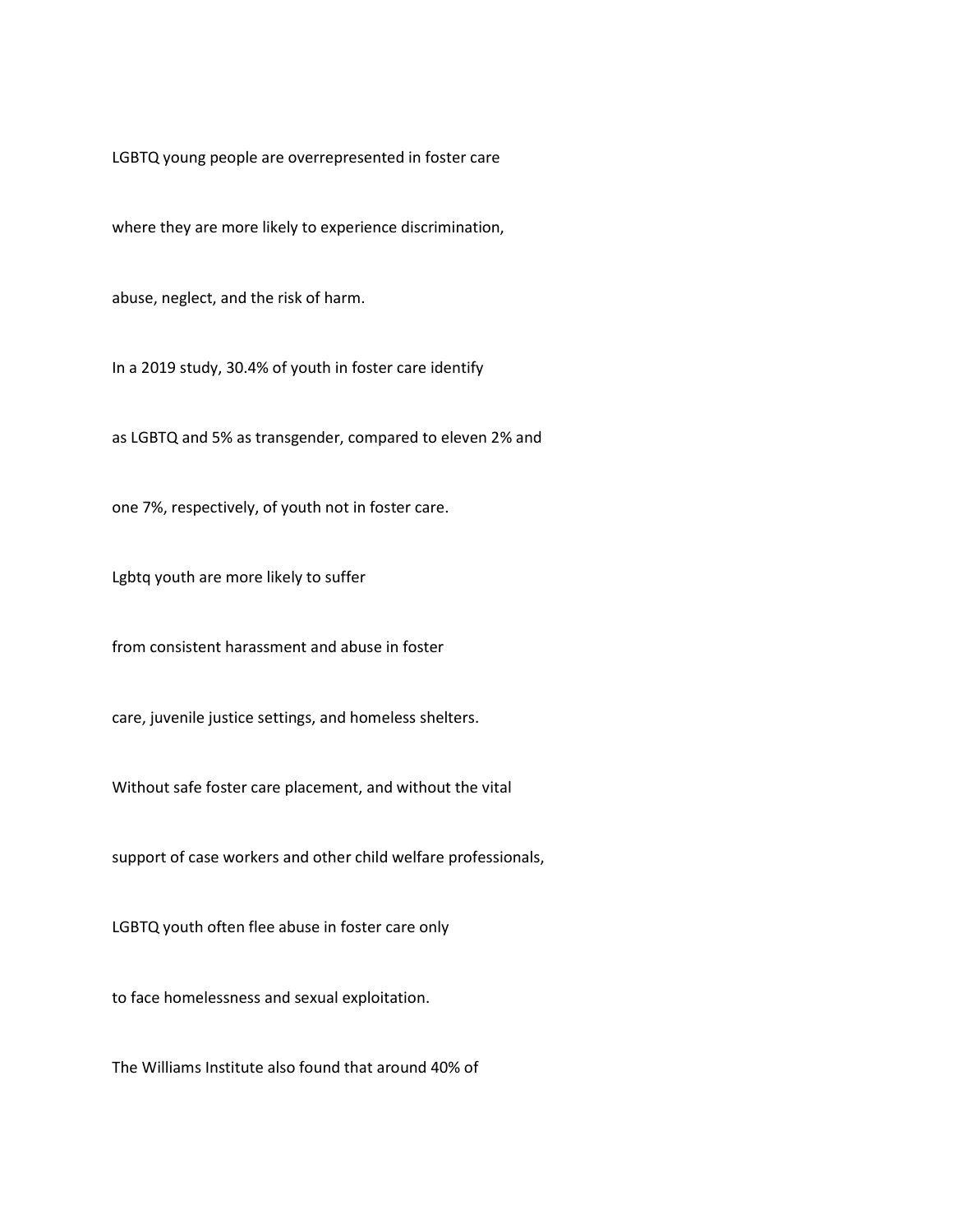LGBTQ young people are overrepresented in foster care

where they are more likely to experience discrimination,

abuse, neglect, and the risk of harm.

In a 2019 study, 30.4% of youth in foster care identify

as LGBTQ and 5% as transgender, compared to eleven 2% and

one 7%, respectively, of youth not in foster care.

Lgbtq youth are more likely to suffer

from consistent harassment and abuse in foster

care, juvenile justice settings, and homeless shelters.

Without safe foster care placement, and without the vital

support of case workers and other child welfare professionals,

LGBTQ youth often flee abuse in foster care only

to face homelessness and sexual exploitation.

The Williams Institute also found that around 40% of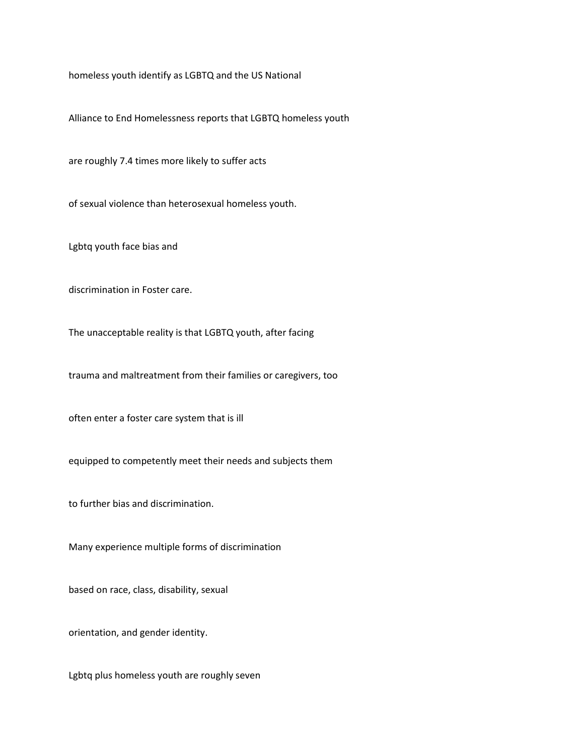homeless youth identify as LGBTQ and the US National

Alliance to End Homelessness reports that LGBTQ homeless youth

are roughly 7.4 times more likely to suffer acts

of sexual violence than heterosexual homeless youth.

Lgbtq youth face bias and

discrimination in Foster care.

The unacceptable reality is that LGBTQ youth, after facing

trauma and maltreatment from their families or caregivers, too

often enter a foster care system that is ill

equipped to competently meet their needs and subjects them

to further bias and discrimination.

Many experience multiple forms of discrimination

based on race, class, disability, sexual

orientation, and gender identity.

Lgbtq plus homeless youth are roughly seven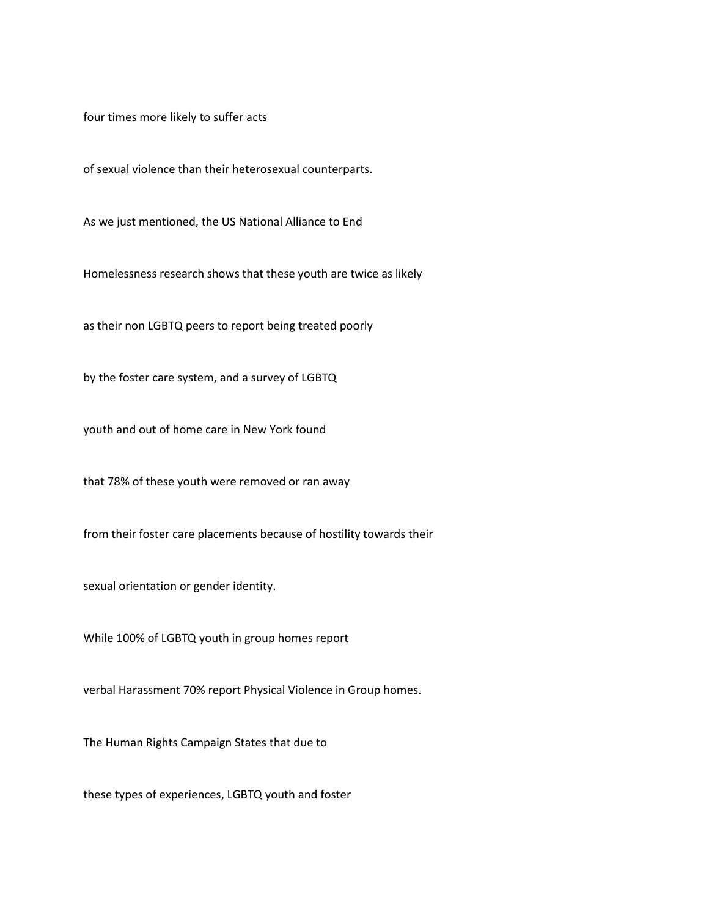four times more likely to suffer acts

of sexual violence than their heterosexual counterparts.

As we just mentioned, the US National Alliance to End

Homelessness research shows that these youth are twice as likely

as their non LGBTQ peers to report being treated poorly

by the foster care system, and a survey of LGBTQ

youth and out of home care in New York found

that 78% of these youth were removed or ran away

from their foster care placements because of hostility towards their

sexual orientation or gender identity.

While 100% of LGBTQ youth in group homes report

verbal Harassment 70% report Physical Violence in Group homes.

The Human Rights Campaign States that due to

these types of experiences, LGBTQ youth and foster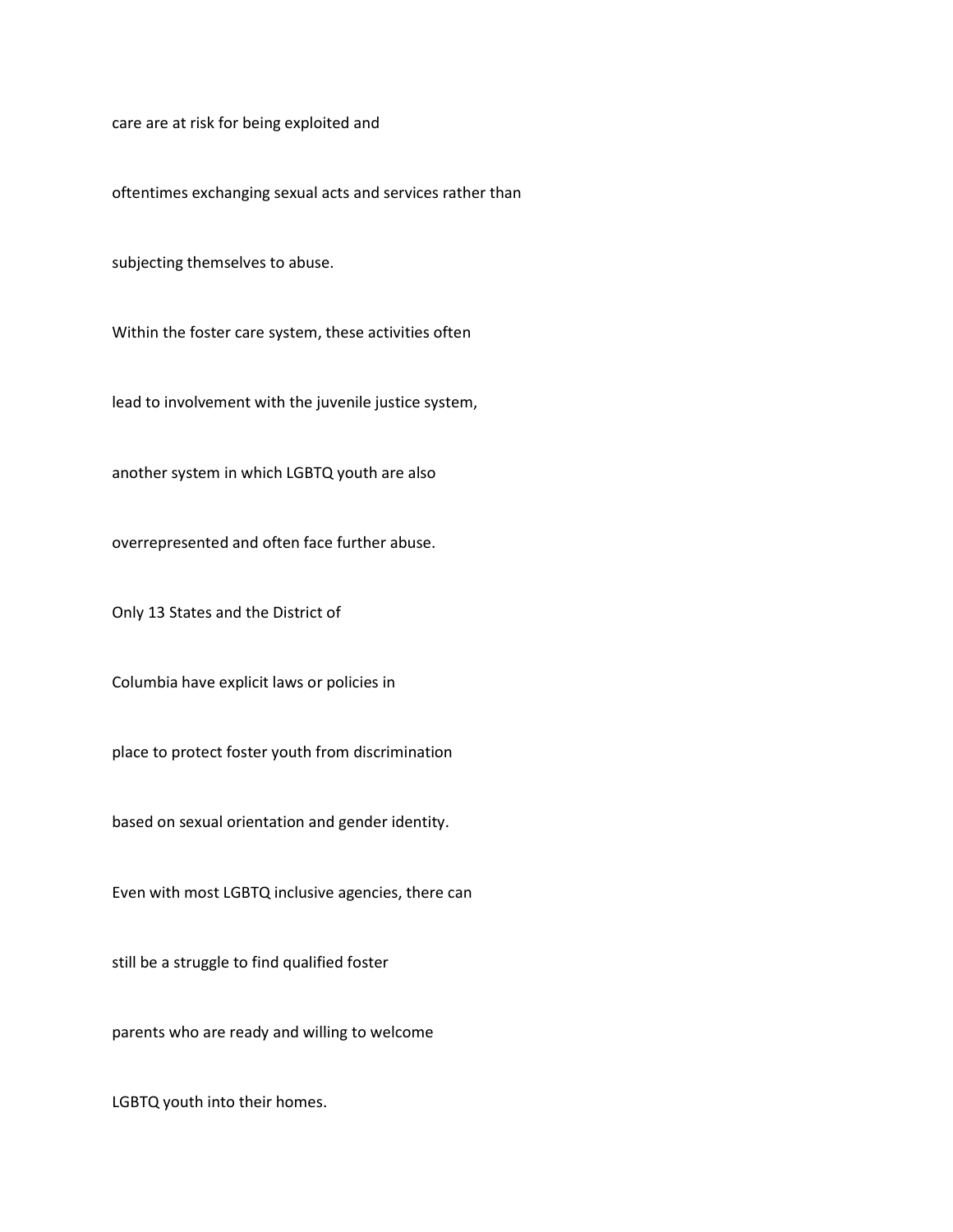care are at risk for being exploited and oftentimes exchanging sexual acts and services rather than subjecting themselves to abuse.

Within the foster care system, these activities often lead to involvement with the juvenile justice system, another system in which LGBTQ youth are also overrepresented and often face further abuse.

Only 13 States and the District of Columbia have explicit laws or policies in place to protect foster youth from discrimination based on sexual orientation and gender identity.

Even with most LGBTQ inclusive agencies, there can still be a struggle to find qualified foster parents who are ready and willing to welcome LGBTQ youth into their homes.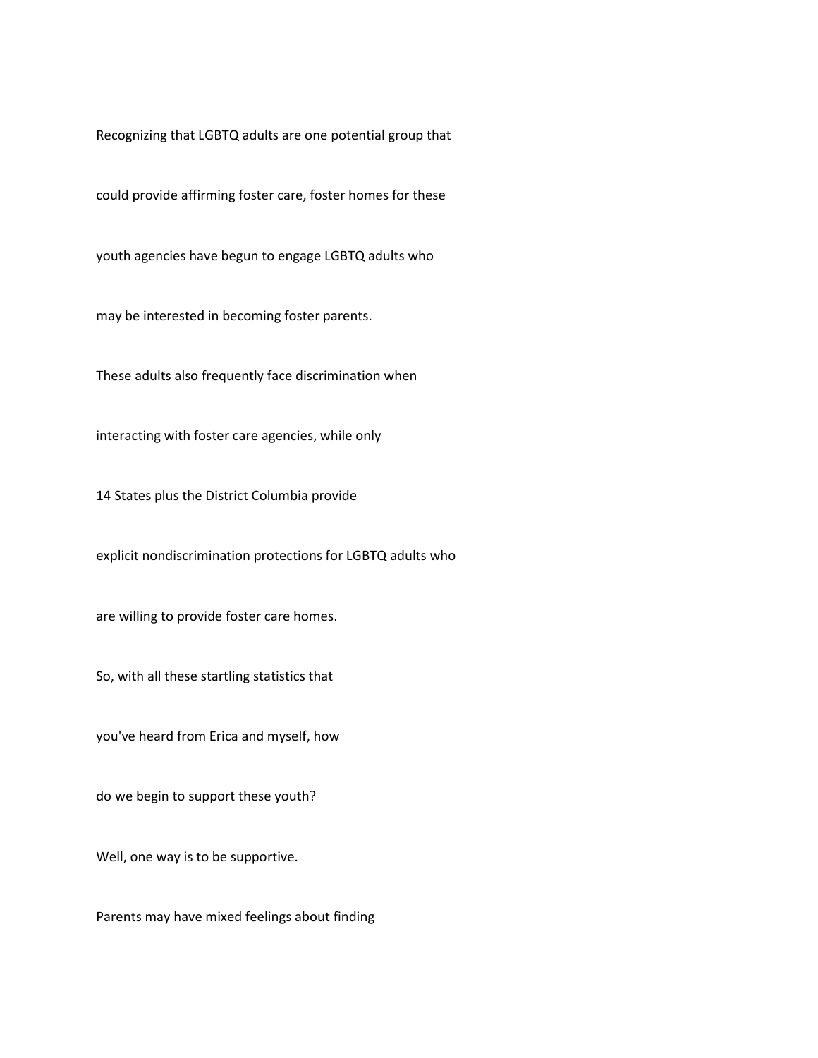Recognizing that LGBTQ adults are one potential group that

could provide affirming foster care, foster homes for these

youth agencies have begun to engage LGBTQ adults who

may be interested in becoming foster parents.

These adults also frequently face discrimination when

interacting with foster care agencies, while only

14 States plus the District Columbia provide

explicit nondiscrimination protections for LGBTQ adults who

are willing to provide foster care homes.

So, with all these startling statistics that

you've heard from Erica and myself, how

do we begin to support these youth?

Well, one way is to be supportive.

Parents may have mixed feelings about finding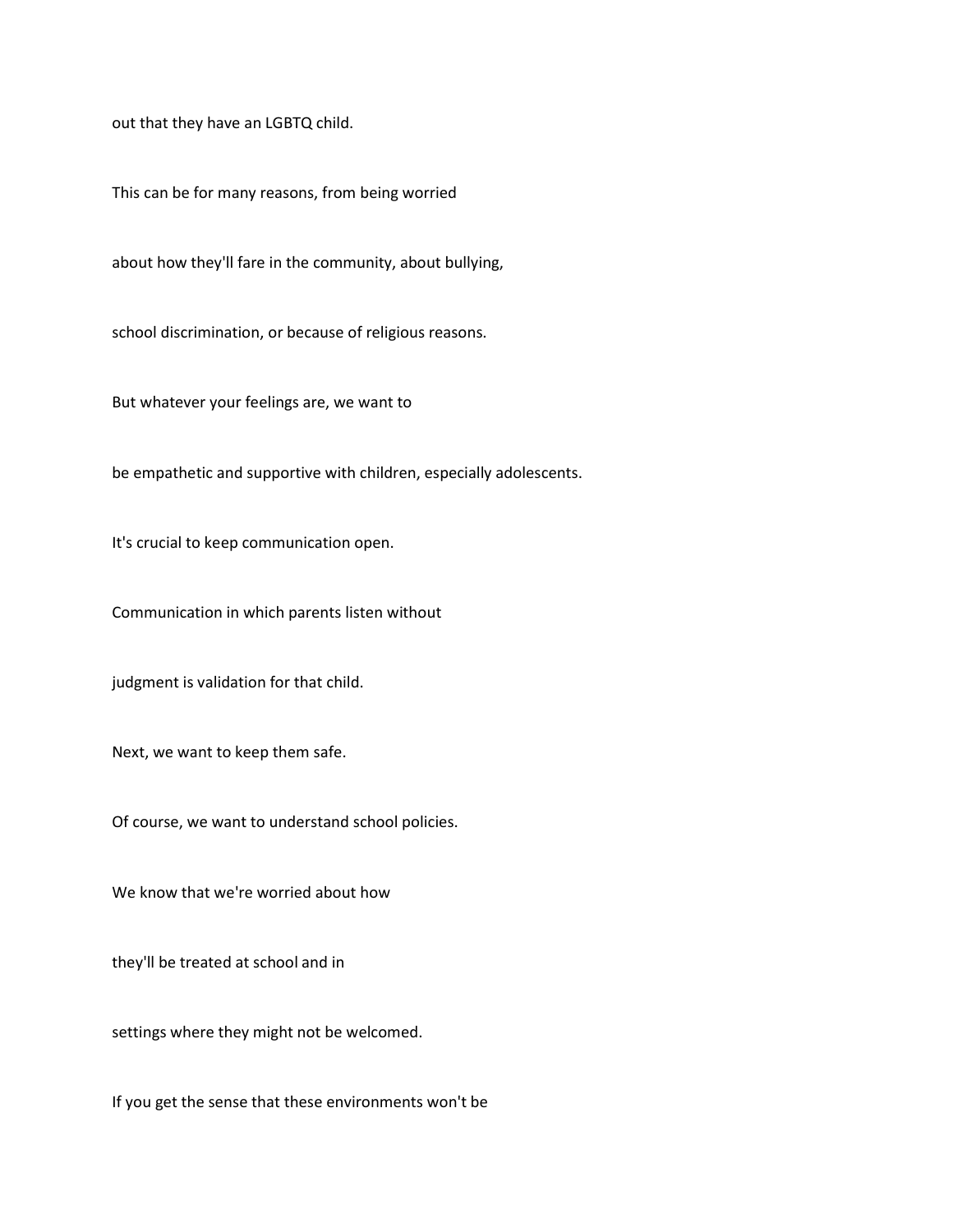out that they have an LGBTQ child.

This can be for many reasons, from being worried

about how they'll fare in the community, about bullying,

school discrimination, or because of religious reasons.

But whatever your feelings are, we want to

be empathetic and supportive with children, especially adolescents.

It's crucial to keep communication open.

Communication in which parents listen without

judgment is validation for that child.

Next, we want to keep them safe.

Of course, we want to understand school policies.

We know that we're worried about how

they'll be treated at school and in

settings where they might not be welcomed.

If you get the sense that these environments won't be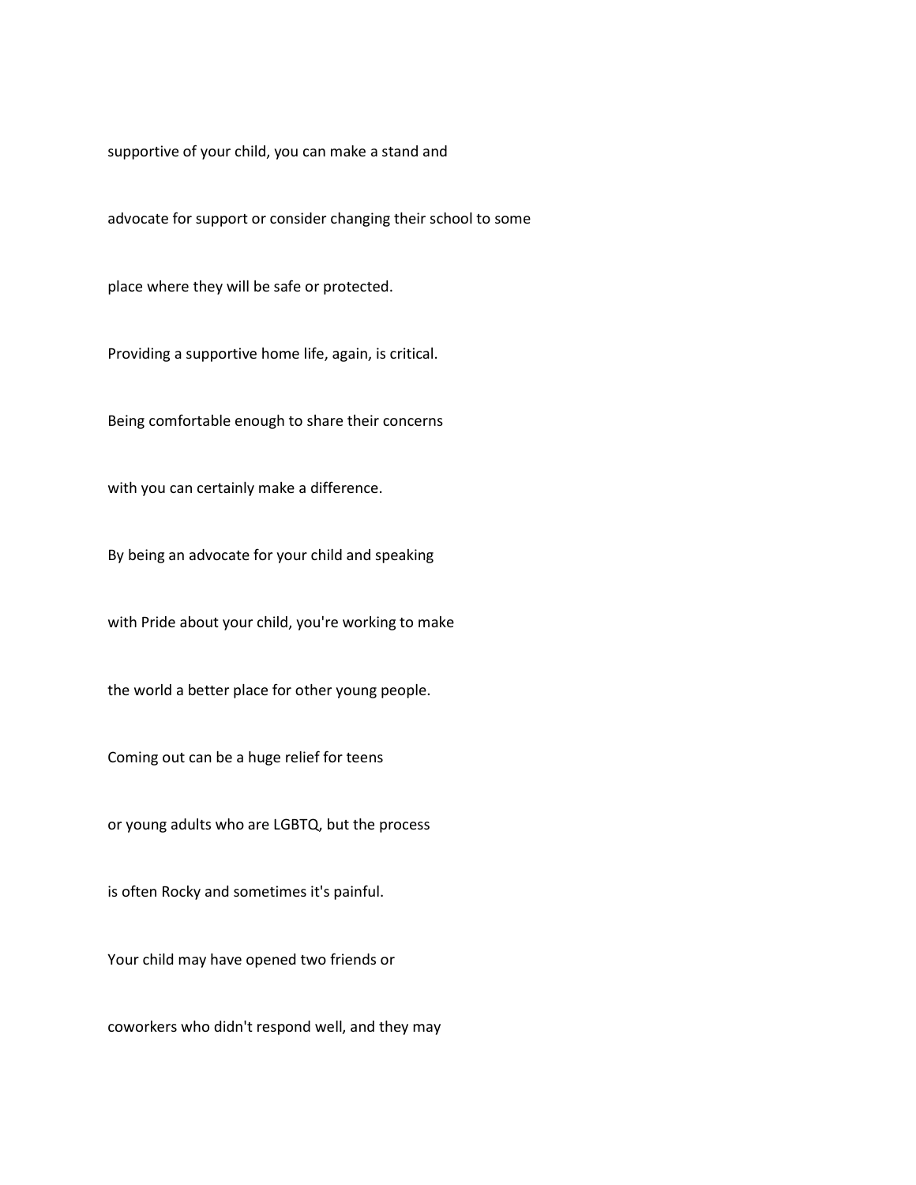supportive of your child, you can make a stand and

advocate for support or consider changing their school to some

place where they will be safe or protected.

Providing a supportive home life, again, is critical.

Being comfortable enough to share their concerns

with you can certainly make a difference.

By being an advocate for your child and speaking

with Pride about your child, you're working to make

the world a better place for other young people.

Coming out can be a huge relief for teens

or young adults who are LGBTQ, but the process

is often Rocky and sometimes it's painful.

Your child may have opened two friends or

coworkers who didn't respond well, and they may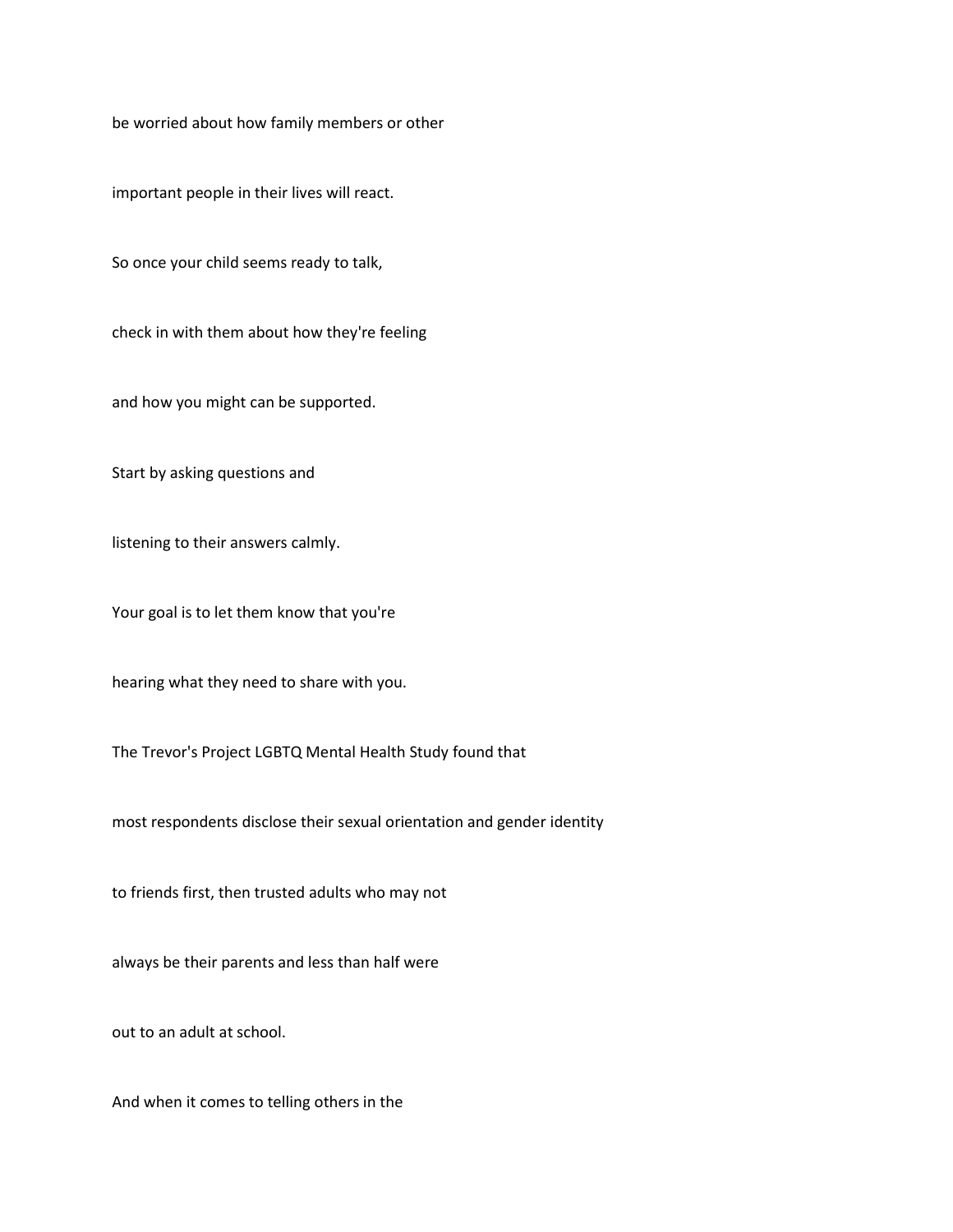be worried about how family members or other

important people in their lives will react.

So once your child seems ready to talk,

check in with them about how they're feeling

and how you might can be supported.

Start by asking questions and

listening to their answers calmly.

Your goal is to let them know that you're

hearing what they need to share with you.

The Trevor's Project LGBTQ Mental Health Study found that

most respondents disclose their sexual orientation and gender identity

to friends first, then trusted adults who may not

always be their parents and less than half were

out to an adult at school.

And when it comes to telling others in the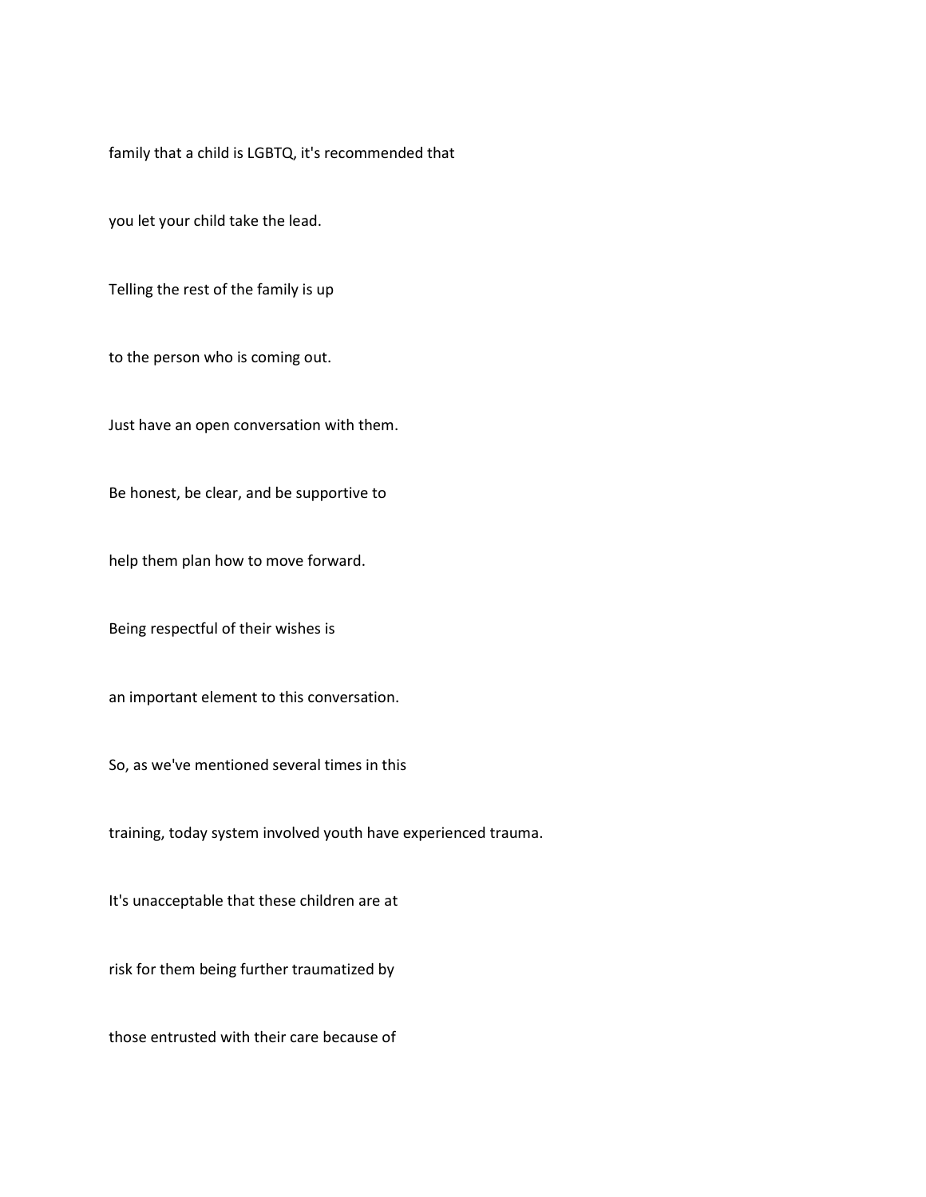family that a child is LGBTQ, it's recommended that

you let your child take the lead.

Telling the rest of the family is up

to the person who is coming out.

Just have an open conversation with them.

Be honest, be clear, and be supportive to

help them plan how to move forward.

Being respectful of their wishes is

an important element to this conversation.

So, as we've mentioned several times in this

training, today system involved youth have experienced trauma.

It's unacceptable that these children are at

risk for them being further traumatized by

those entrusted with their care because of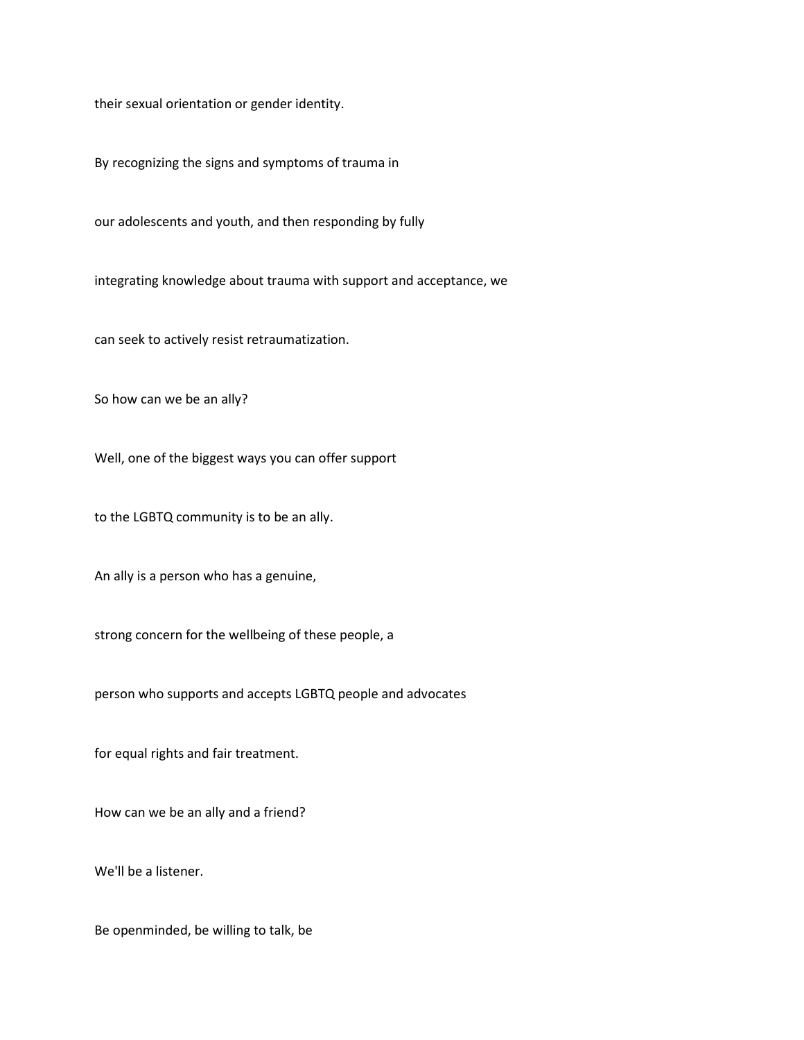their sexual orientation or gender identity.

By recognizing the signs and symptoms of trauma in

our adolescents and youth, and then responding by fully

integrating knowledge about trauma with support and acceptance, we

can seek to actively resist retraumatization.

So how can we be an ally?

Well, one of the biggest ways you can offer support

to the LGBTQ community is to be an ally.

An ally is a person who has a genuine,

strong concern for the wellbeing of these people, a

person who supports and accepts LGBTQ people and advocates

for equal rights and fair treatment.

How can we be an ally and a friend?

We'll be a listener.

Be openminded, be willing to talk, be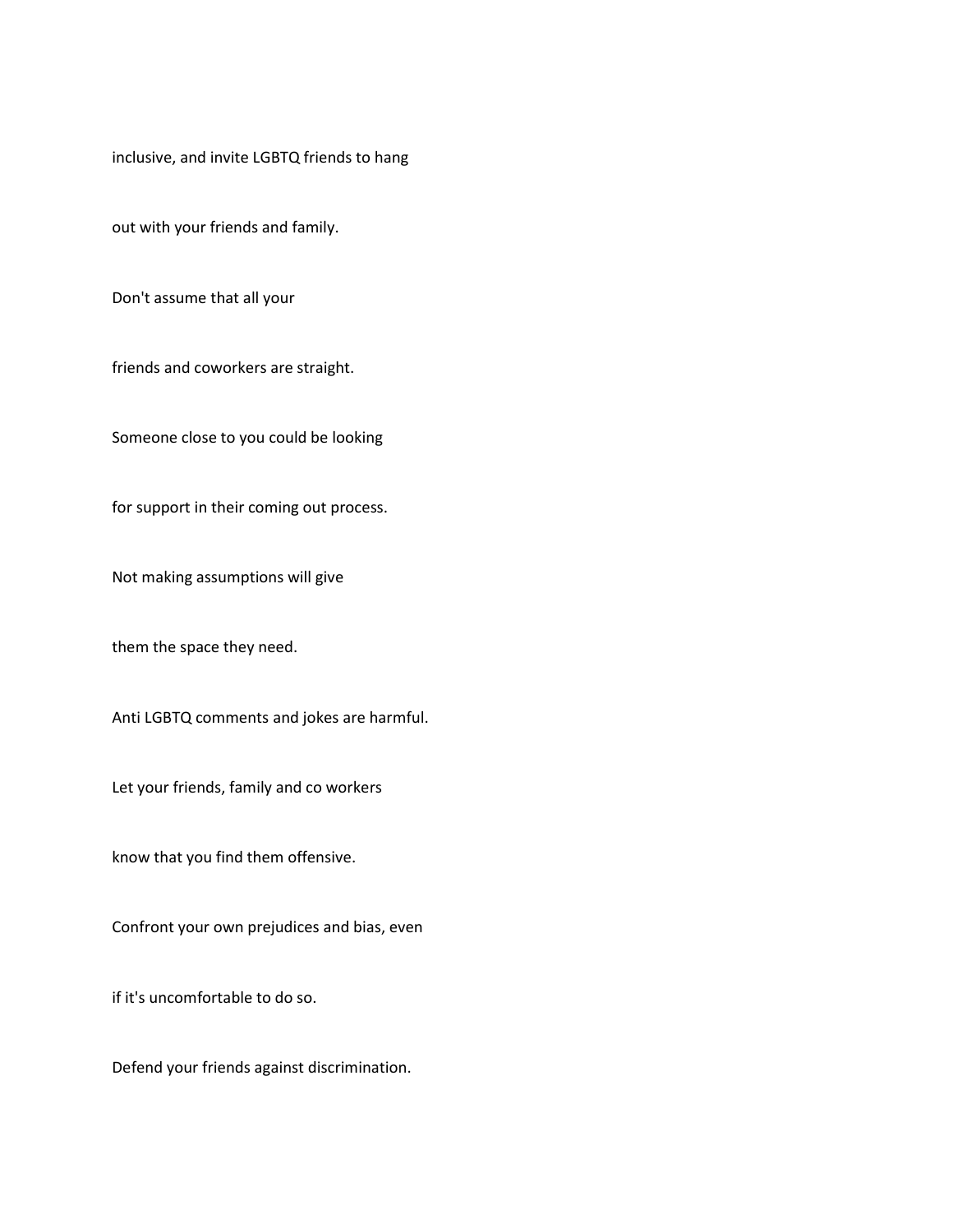inclusive, and invite LGBTQ friends to hang

out with your friends and family.

Don't assume that all your

friends and coworkers are straight.

Someone close to you could be looking

for support in their coming out process.

Not making assumptions will give

them the space they need.

Anti LGBTQ comments and jokes are harmful.

Let your friends, family and co workers

know that you find them offensive.

Confront your own prejudices and bias, even

if it's uncomfortable to do so.

Defend your friends against discrimination.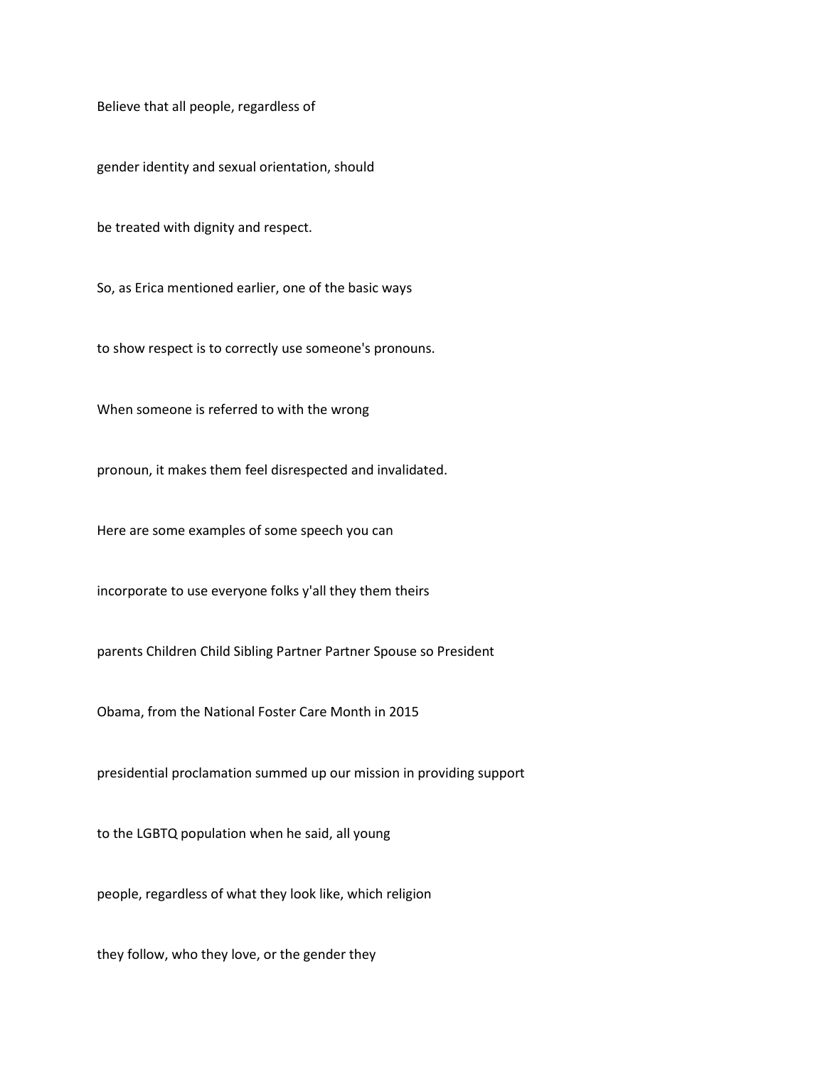Believe that all people, regardless of

gender identity and sexual orientation, should

be treated with dignity and respect.

So, as Erica mentioned earlier, one of the basic ways

to show respect is to correctly use someone's pronouns.

When someone is referred to with the wrong

pronoun, it makes them feel disrespected and invalidated.

Here are some examples of some speech you can

incorporate to use everyone folks y'all they them theirs

parents Children Child Sibling Partner Partner Spouse so President

Obama, from the National Foster Care Month in 2015

presidential proclamation summed up our mission in providing support

to the LGBTQ population when he said, all young

people, regardless of what they look like, which religion

they follow, who they love, or the gender they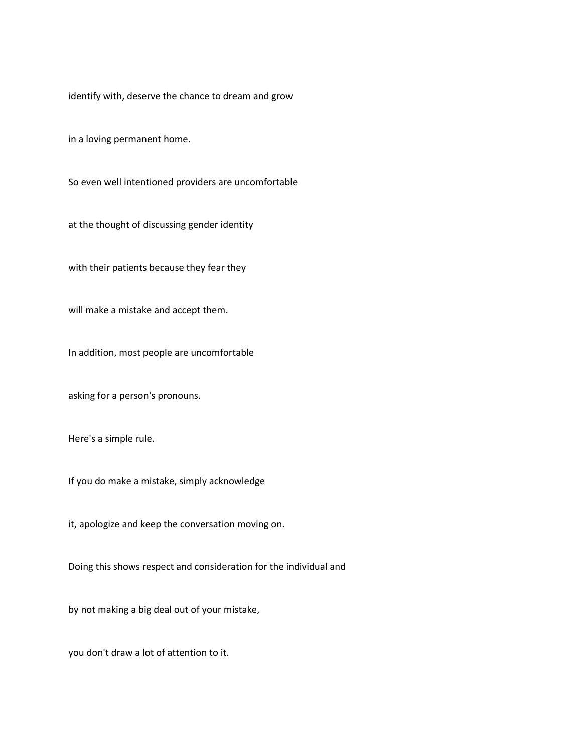identify with, deserve the chance to dream and grow

in a loving permanent home.

So even well intentioned providers are uncomfortable

at the thought of discussing gender identity

with their patients because they fear they

will make a mistake and accept them.

In addition, most people are uncomfortable

asking for a person's pronouns.

Here's a simple rule.

If you do make a mistake, simply acknowledge

it, apologize and keep the conversation moving on.

Doing this shows respect and consideration for the individual and

by not making a big deal out of your mistake,

you don't draw a lot of attention to it.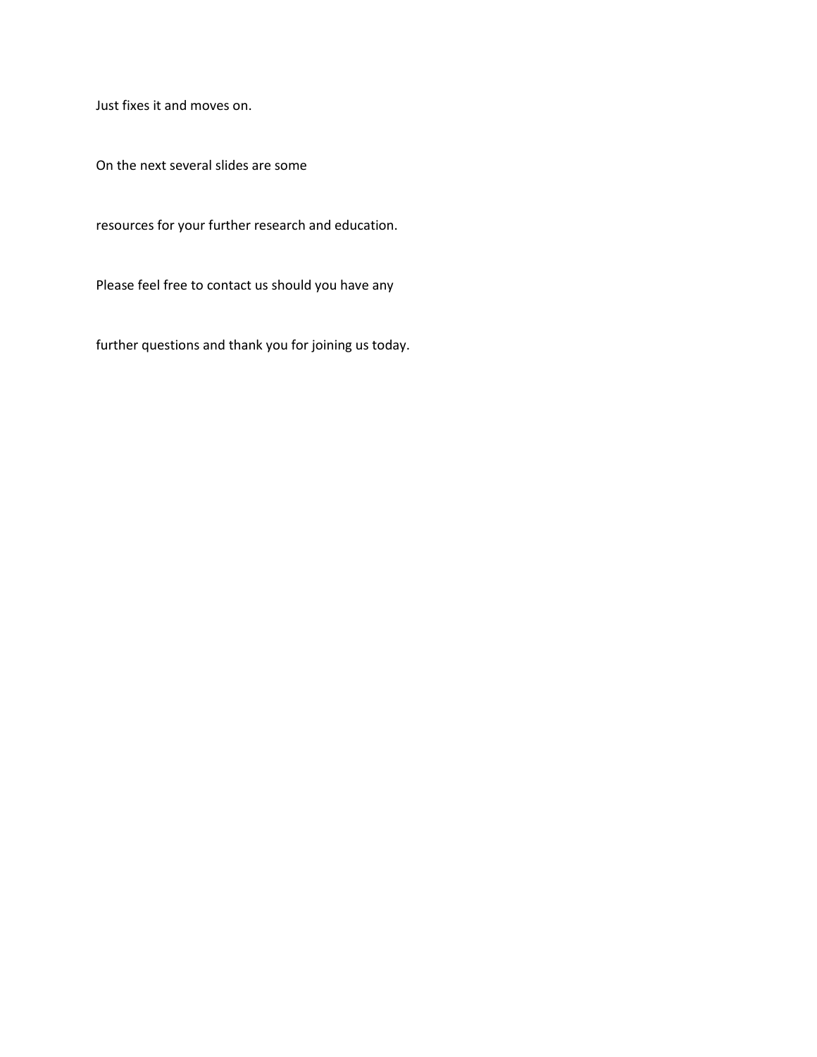Just fixes it and moves on.

On the next several slides are some

resources for your further research and education.

Please feel free to contact us should you have any

further questions and thank you for joining us today.